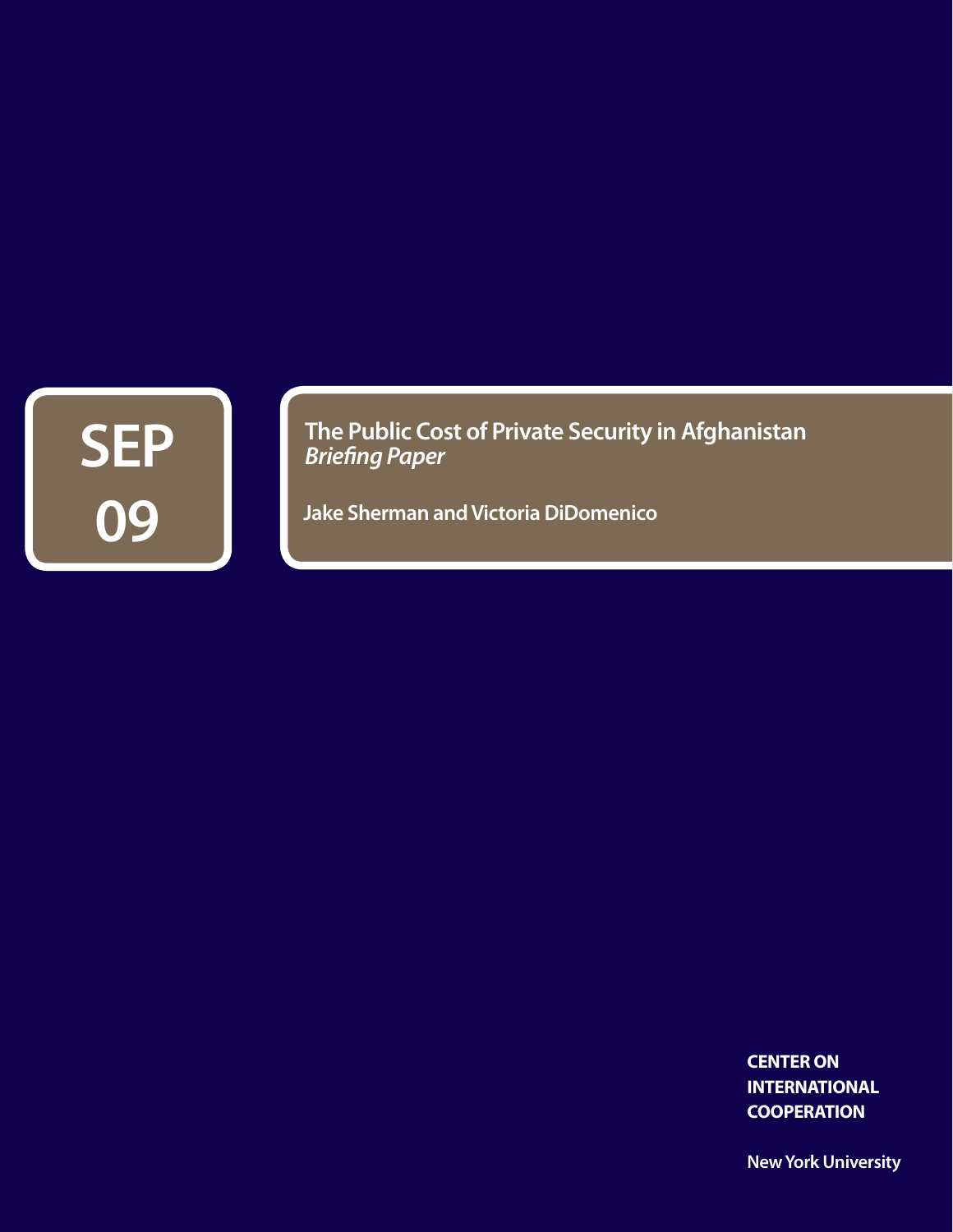SEP
09

# The Public Cost of Private Security in Afghanistan
*Briefing Paper*

**Jake Sherman and Victoria DiDomenico**

**CENTER ON INTERNATIONAL COOPERATION**

**New York University**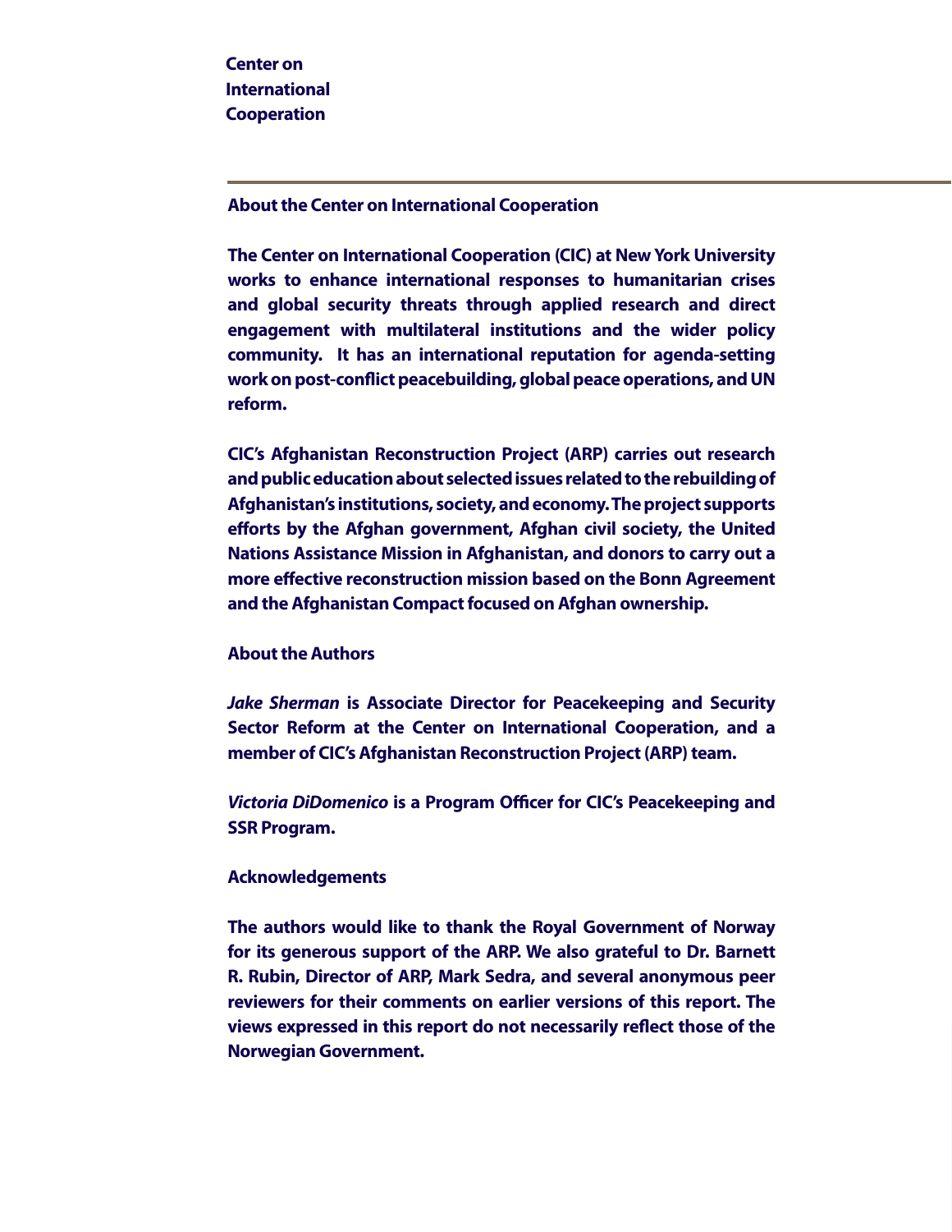**Center on International Cooperation**

---

## About the Center on International Cooperation

The Center on International Cooperation (CIC) at New York University works to enhance international responses to humanitarian crises and global security threats through applied research and direct engagement with multilateral institutions and the wider policy community. It has an international reputation for agenda-setting work on post-conflict peacebuilding, global peace operations, and UN reform.

CIC's Afghanistan Reconstruction Project (ARP) carries out research and public education about selected issues related to the rebuilding of Afghanistan's institutions, society, and economy. The project supports efforts by the Afghan government, Afghan civil society, the United Nations Assistance Mission in Afghanistan, and donors to carry out a more effective reconstruction mission based on the Bonn Agreement and the Afghanistan Compact focused on Afghan ownership.

## About the Authors

*Jake Sherman* is Associate Director for Peacekeeping and Security Sector Reform at the Center on International Cooperation, and a member of CIC's Afghanistan Reconstruction Project (ARP) team.

*Victoria DiDomenico* is a Program Officer for CIC's Peacekeeping and SSR Program.

## Acknowledgements

The authors would like to thank the Royal Government of Norway for its generous support of the ARP. We also grateful to Dr. Barnett R. Rubin, Director of ARP, Mark Sedra, and several anonymous peer reviewers for their comments on earlier versions of this report. The views expressed in this report do not necessarily reflect those of the Norwegian Government.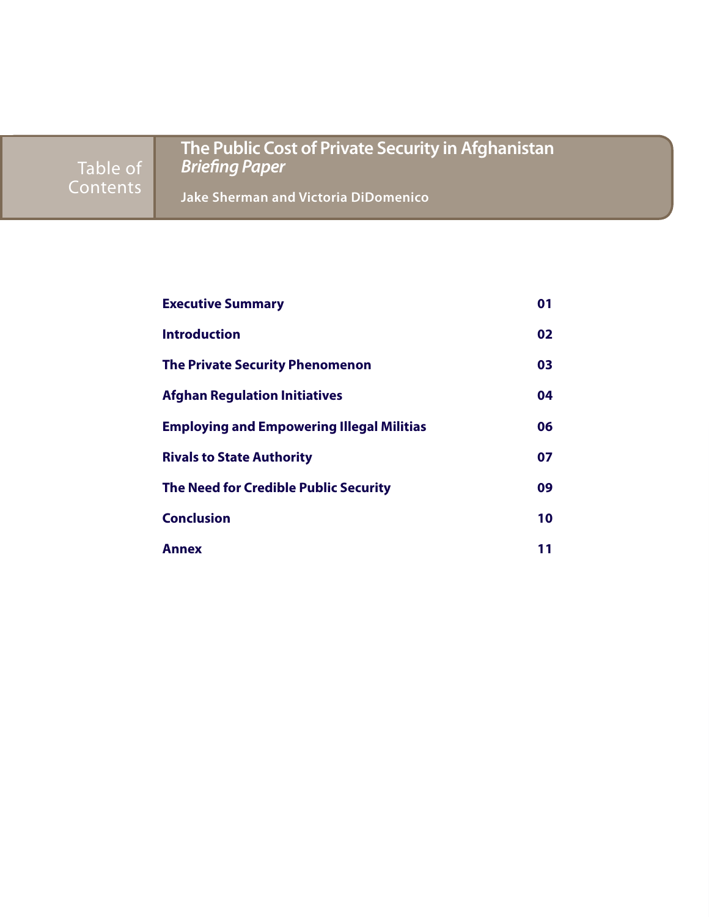# Table of Contents

## The Public Cost of Private Security in Afghanistan
*Briefing Paper*

**Jake Sherman and Victoria DiDomenico**

| | |
|---|---|
| **Executive Summary** | **01** |
| **Introduction** | **02** |
| **The Private Security Phenomenon** | **03** |
| **Afghan Regulation Initiatives** | **04** |
| **Employing and Empowering Illegal Militias** | **06** |
| **Rivals to State Authority** | **07** |
| **The Need for Credible Public Security** | **09** |
| **Conclusion** | **10** |
| **Annex** | **11** |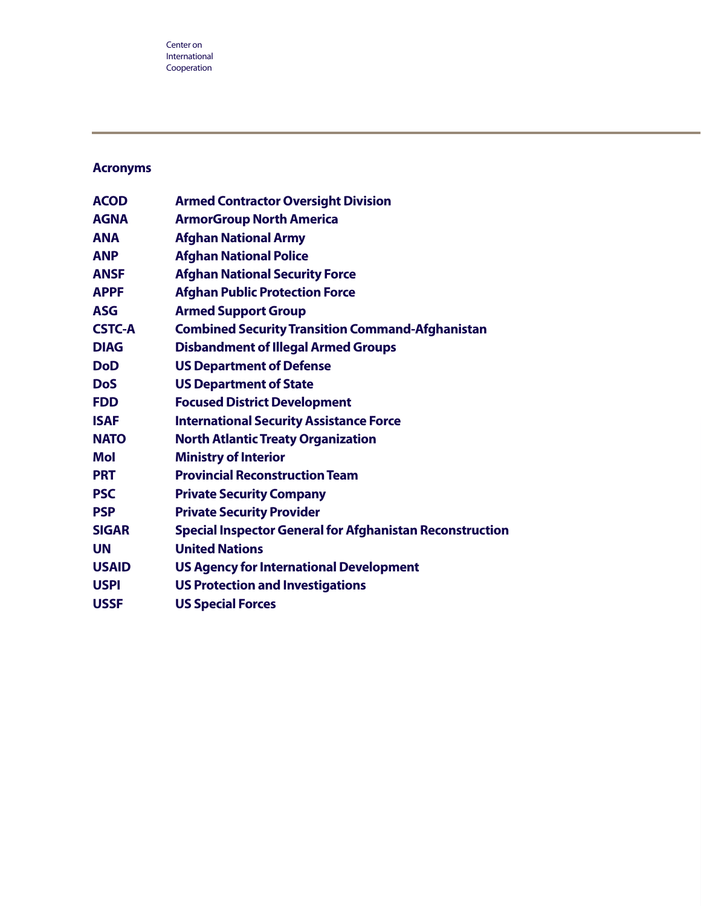## Acronyms

| | |
|---|---|
| **ACOD** | **Armed Contractor Oversight Division** |
| **AGNA** | **ArmorGroup North America** |
| **ANA** | **Afghan National Army** |
| **ANP** | **Afghan National Police** |
| **ANSF** | **Afghan National Security Force** |
| **APPF** | **Afghan Public Protection Force** |
| **ASG** | **Armed Support Group** |
| **CSTC-A** | **Combined Security Transition Command-Afghanistan** |
| **DIAG** | **Disbandment of Illegal Armed Groups** |
| **DoD** | **US Department of Defense** |
| **DoS** | **US Department of State** |
| **FDD** | **Focused District Development** |
| **ISAF** | **International Security Assistance Force** |
| **NATO** | **North Atlantic Treaty Organization** |
| **MoI** | **Ministry of Interior** |
| **PRT** | **Provincial Reconstruction Team** |
| **PSC** | **Private Security Company** |
| **PSP** | **Private Security Provider** |
| **SIGAR** | **Special Inspector General for Afghanistan Reconstruction** |
| **UN** | **United Nations** |
| **USAID** | **US Agency for International Development** |
| **USPI** | **US Protection and Investigations** |
| **USSF** | **US Special Forces** |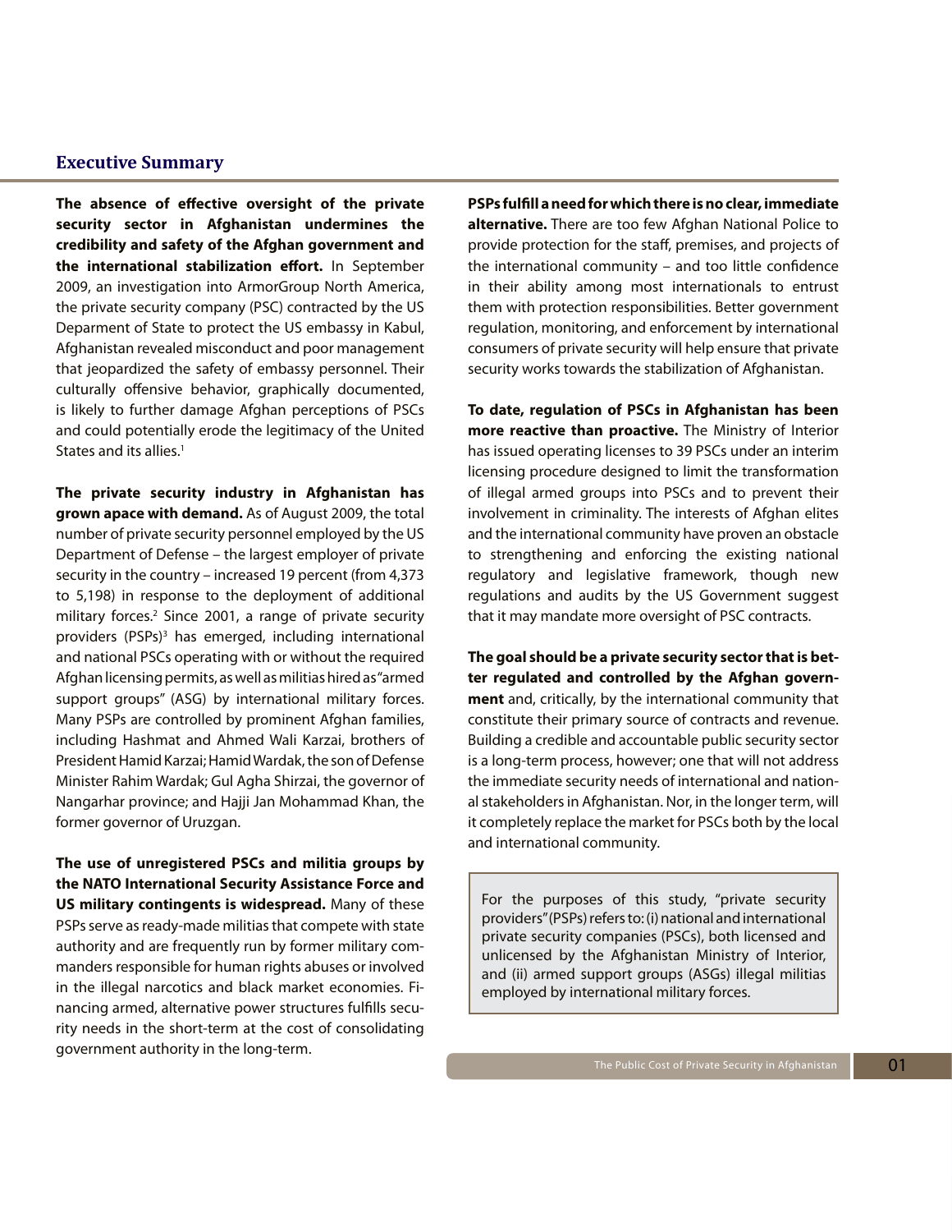## Executive Summary

**The absence of effective oversight of the private security sector in Afghanistan undermines the credibility and safety of the Afghan government and the international stabilization effort.** In September 2009, an investigation into ArmorGroup North America, the private security company (PSC) contracted by the US Deparment of State to protect the US embassy in Kabul, Afghanistan revealed misconduct and poor management that jeopardized the safety of embassy personnel. Their culturally offensive behavior, graphically documented, is likely to further damage Afghan perceptions of PSCs and could potentially erode the legitimacy of the United States and its allies.[1]

**The private security industry in Afghanistan has grown apace with demand.** As of August 2009, the total number of private security personnel employed by the US Department of Defense – the largest employer of private security in the country – increased 19 percent (from 4,373 to 5,198) in response to the deployment of additional military forces.[2] Since 2001, a range of private security providers (PSPs)[3] has emerged, including international and national PSCs operating with or without the required Afghan licensing permits, as well as militias hired as "armed support groups" (ASG) by international military forces. Many PSPs are controlled by prominent Afghan families, including Hashmat and Ahmed Wali Karzai, brothers of President Hamid Karzai; Hamid Wardak, the son of Defense Minister Rahim Wardak; Gul Agha Shirzai, the governor of Nangarhar province; and Hajji Jan Mohammad Khan, the former governor of Uruzgan.

**The use of unregistered PSCs and militia groups by the NATO International Security Assistance Force and US military contingents is widespread.** Many of these PSPs serve as ready-made militias that compete with state authority and are frequently run by former military commanders responsible for human rights abuses or involved in the illegal narcotics and black market economies. Financing armed, alternative power structures fulfills security needs in the short-term at the cost of consolidating government authority in the long-term.

**PSPs fulfill a need for which there is no clear, immediate alternative.** There are too few Afghan National Police to provide protection for the staff, premises, and projects of the international community – and too little confidence in their ability among most internationals to entrust them with protection responsibilities. Better government regulation, monitoring, and enforcement by international consumers of private security will help ensure that private security works towards the stabilization of Afghanistan.

**To date, regulation of PSCs in Afghanistan has been more reactive than proactive.** The Ministry of Interior has issued operating licenses to 39 PSCs under an interim licensing procedure designed to limit the transformation of illegal armed groups into PSCs and to prevent their involvement in criminality. The interests of Afghan elites and the international community have proven an obstacle to strengthening and enforcing the existing national regulatory and legislative framework, though new regulations and audits by the US Government suggest that it may mandate more oversight of PSC contracts.

**The goal should be a private security sector that is better regulated and controlled by the Afghan government** and, critically, by the international community that constitute their primary source of contracts and revenue. Building a credible and accountable public security sector is a long-term process, however; one that will not address the immediate security needs of international and national stakeholders in Afghanistan. Nor, in the longer term, will it completely replace the market for PSCs both by the local and international community.

> For the purposes of this study, "private security providers" (PSPs) refers to: (i) national and international private security companies (PSCs), both licensed and unlicensed by the Afghanistan Ministry of Interior, and (ii) armed support groups (ASGs) illegal militias employed by international military forces.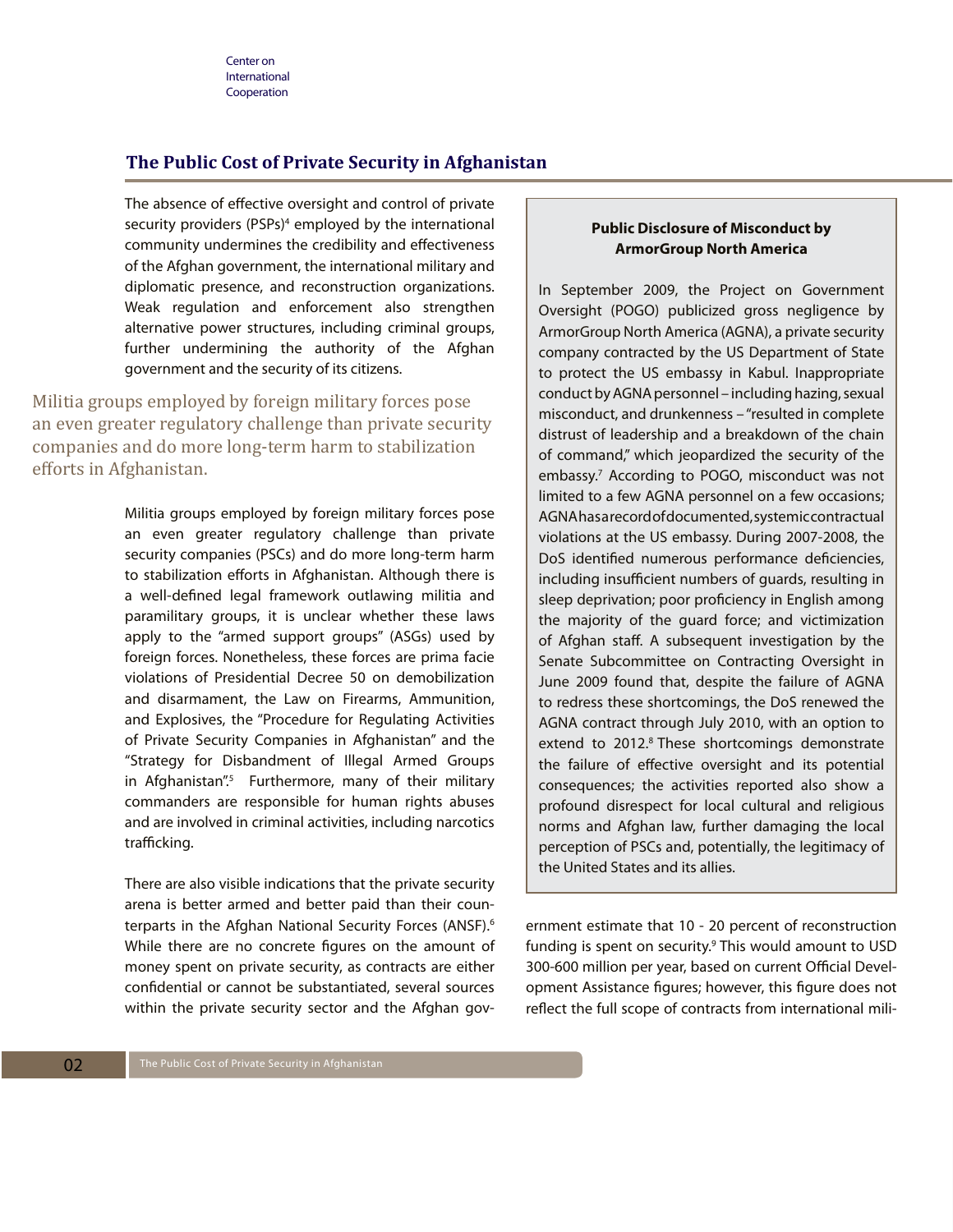## The Public Cost of Private Security in Afghanistan

The absence of effective oversight and control of private security providers (PSPs)[4] employed by the international community undermines the credibility and effectiveness of the Afghan government, the international military and diplomatic presence, and reconstruction organizations. Weak regulation and enforcement also strengthen alternative power structures, including criminal groups, further undermining the authority of the Afghan government and the security of its citizens.

> Militia groups employed by foreign military forces pose an even greater regulatory challenge than private security companies and do more long-term harm to stabilization efforts in Afghanistan.

Militia groups employed by foreign military forces pose an even greater regulatory challenge than private security companies (PSCs) and do more long-term harm to stabilization efforts in Afghanistan. Although there is a well-defined legal framework outlawing militia and paramilitary groups, it is unclear whether these laws apply to the "armed support groups" (ASGs) used by foreign forces. Nonetheless, these forces are prima facie violations of Presidential Decree 50 on demobilization and disarmament, the Law on Firearms, Ammunition, and Explosives, the "Procedure for Regulating Activities of Private Security Companies in Afghanistan" and the "Strategy for Disbandment of Illegal Armed Groups in Afghanistan".[5] Furthermore, many of their military commanders are responsible for human rights abuses and are involved in criminal activities, including narcotics trafficking.

There are also visible indications that the private security arena is better armed and better paid than their counterparts in the Afghan National Security Forces (ANSF).[6] While there are no concrete figures on the amount of money spent on private security, as contracts are either confidential or cannot be substantiated, several sources within the private security sector and the Afghan government estimate that 10 - 20 percent of reconstruction funding is spent on security.[9] This would amount to USD 300-600 million per year, based on current Official Development Assistance figures; however, this figure does not reflect the full scope of contracts from international mili-

**Public Disclosure of Misconduct by ArmorGroup North America**

In September 2009, the Project on Government Oversight (POGO) publicized gross negligence by ArmorGroup North America (AGNA), a private security company contracted by the US Department of State to protect the US embassy in Kabul. Inappropriate conduct by AGNA personnel – including hazing, sexual misconduct, and drunkenness – "resulted in complete distrust of leadership and a breakdown of the chain of command," which jeopardized the security of the embassy.[7] According to POGO, misconduct was not limited to a few AGNA personnel on a few occasions; AGNA has a record of documented, systemic contractual violations at the US embassy. During 2007-2008, the DoS identified numerous performance deficiencies, including insufficient numbers of guards, resulting in sleep deprivation; poor proficiency in English among the majority of the guard force; and victimization of Afghan staff. A subsequent investigation by the Senate Subcommittee on Contracting Oversight in June 2009 found that, despite the failure of AGNA to redress these shortcomings, the DoS renewed the AGNA contract through July 2010, with an option to extend to 2012.[8] These shortcomings demonstrate the failure of effective oversight and its potential consequences; the activities reported also show a profound disrespect for local cultural and religious norms and Afghan law, further damaging the local perception of PSCs and, potentially, the legitimacy of the United States and its allies.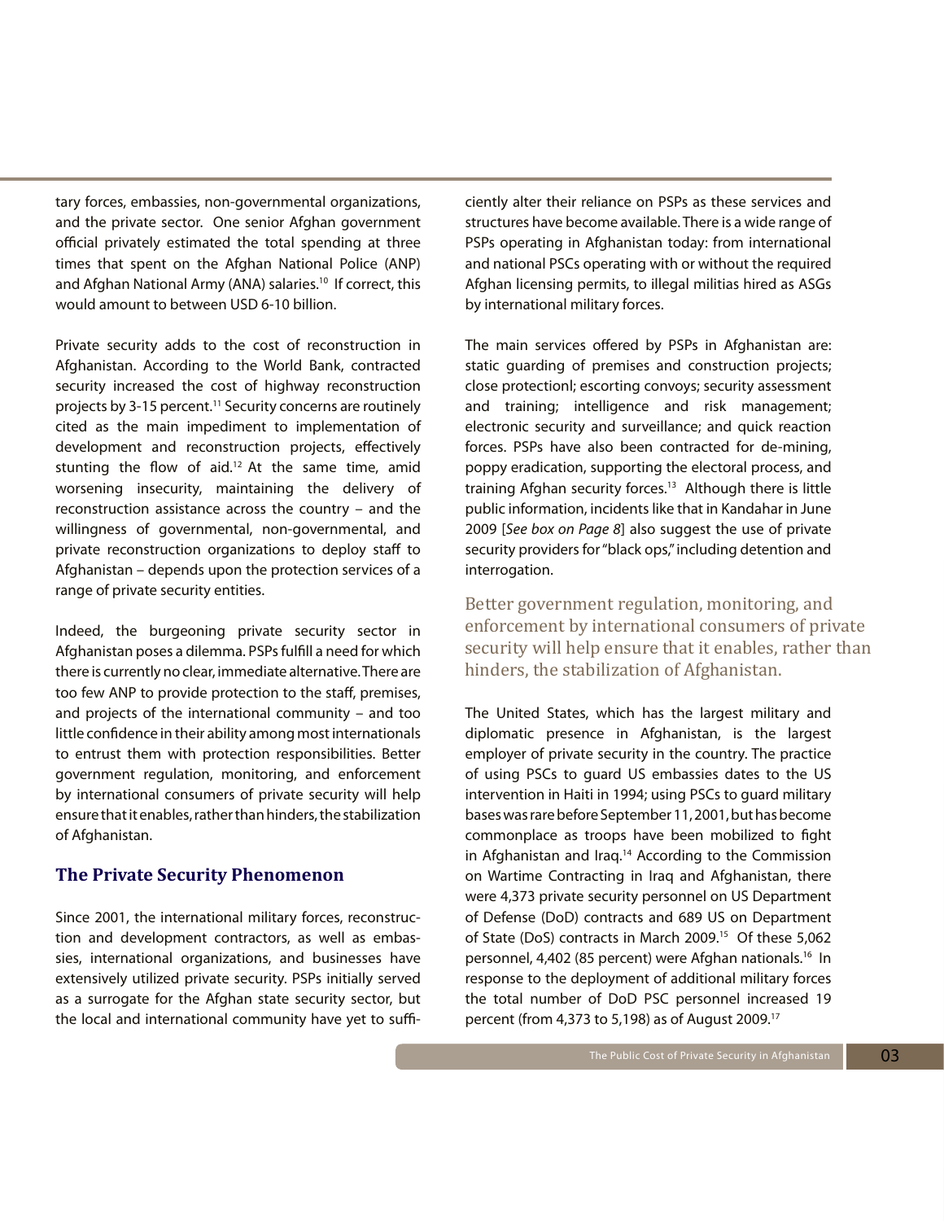tary forces, embassies, non-governmental organizations, and the private sector. One senior Afghan government official privately estimated the total spending at three times that spent on the Afghan National Police (ANP) and Afghan National Army (ANA) salaries.[10] If correct, this would amount to between USD 6-10 billion.

Private security adds to the cost of reconstruction in Afghanistan. According to the World Bank, contracted security increased the cost of highway reconstruction projects by 3-15 percent.[11] Security concerns are routinely cited as the main impediment to implementation of development and reconstruction projects, effectively stunting the flow of aid.[12] At the same time, amid worsening insecurity, maintaining the delivery of reconstruction assistance across the country – and the willingness of governmental, non-governmental, and private reconstruction organizations to deploy staff to Afghanistan – depends upon the protection services of a range of private security entities.

Indeed, the burgeoning private security sector in Afghanistan poses a dilemma. PSPs fulfill a need for which there is currently no clear, immediate alternative. There are too few ANP to provide protection to the staff, premises, and projects of the international community – and too little confidence in their ability among most internationals to entrust them with protection responsibilities. Better government regulation, monitoring, and enforcement by international consumers of private security will help ensure that it enables, rather than hinders, the stabilization of Afghanistan.

## The Private Security Phenomenon

Since 2001, the international military forces, reconstruction and development contractors, as well as embassies, international organizations, and businesses have extensively utilized private security. PSPs initially served as a surrogate for the Afghan state security sector, but the local and international community have yet to sufficiently alter their reliance on PSPs as these services and structures have become available. There is a wide range of PSPs operating in Afghanistan today: from international and national PSCs operating with or without the required Afghan licensing permits, to illegal militias hired as ASGs by international military forces.

The main services offered by PSPs in Afghanistan are: static guarding of premises and construction projects; close protectionl; escorting convoys; security assessment and training; intelligence and risk management; electronic security and surveillance; and quick reaction forces. PSPs have also been contracted for de-mining, poppy eradication, supporting the electoral process, and training Afghan security forces.[13] Although there is little public information, incidents like that in Kandahar in June 2009 [*See box on Page 8*] also suggest the use of private security providers for "black ops," including detention and interrogation.

> Better government regulation, monitoring, and enforcement by international consumers of private security will help ensure that it enables, rather than hinders, the stabilization of Afghanistan.

The United States, which has the largest military and diplomatic presence in Afghanistan, is the largest employer of private security in the country. The practice of using PSCs to guard US embassies dates to the US intervention in Haiti in 1994; using PSCs to guard military bases was rare before September 11, 2001, but has become commonplace as troops have been mobilized to fight in Afghanistan and Iraq.[14] According to the Commission on Wartime Contracting in Iraq and Afghanistan, there were 4,373 private security personnel on US Department of Defense (DoD) contracts and 689 US on Department of State (DoS) contracts in March 2009.[15] Of these 5,062 personnel, 4,402 (85 percent) were Afghan nationals.[16] In response to the deployment of additional military forces the total number of DoD PSC personnel increased 19 percent (from 4,373 to 5,198) as of August 2009.[17]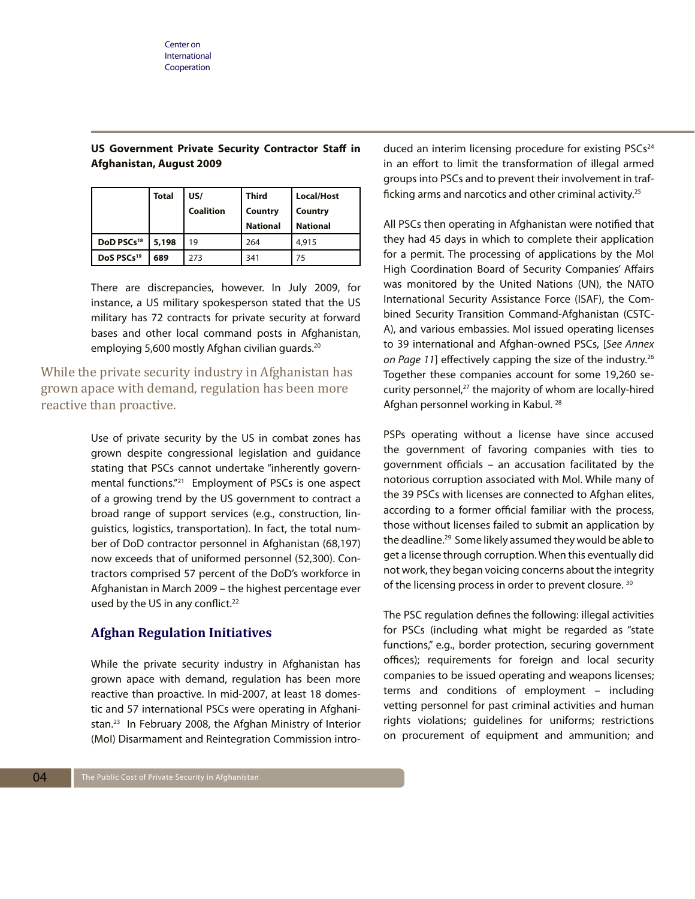**US Government Private Security Contractor Staff in Afghanistan, August 2009**

| | Total | US/ Coalition | Third Country National | Local/Host Country National |
|---|---|---|---|---|
| DoD PSCs[18] | 5,198 | 19 | 264 | 4,915 |
| DoS PSCs[19] | 689 | 273 | 341 | 75 |

There are discrepancies, however. In July 2009, for instance, a US military spokesperson stated that the US military has 72 contracts for private security at forward bases and other local command posts in Afghanistan, employing 5,600 mostly Afghan civilian guards.[20]

> While the private security industry in Afghanistan has grown apace with demand, regulation has been more reactive than proactive.

Use of private security by the US in combat zones has grown despite congressional legislation and guidance stating that PSCs cannot undertake "inherently governmental functions."[21] Employment of PSCs is one aspect of a growing trend by the US government to contract a broad range of support services (e.g., construction, linguistics, logistics, transportation). In fact, the total number of DoD contractor personnel in Afghanistan (68,197) now exceeds that of uniformed personnel (52,300). Contractors comprised 57 percent of the DoD's workforce in Afghanistan in March 2009 – the highest percentage ever used by the US in any conflict.[22]

## Afghan Regulation Initiatives

While the private security industry in Afghanistan has grown apace with demand, regulation has been more reactive than proactive. In mid-2007, at least 18 domestic and 57 international PSCs were operating in Afghanistan.[23] In February 2008, the Afghan Ministry of Interior (MoI) Disarmament and Reintegration Commission introduced an interim licensing procedure for existing PSCs[24] in an effort to limit the transformation of illegal armed groups into PSCs and to prevent their involvement in trafficking arms and narcotics and other criminal activity.[25]

All PSCs then operating in Afghanistan were notified that they had 45 days in which to complete their application for a permit. The processing of applications by the MoI High Coordination Board of Security Companies' Affairs was monitored by the United Nations (UN), the NATO International Security Assistance Force (ISAF), the Combined Security Transition Command-Afghanistan (CSTC-A), and various embassies. MoI issued operating licenses to 39 international and Afghan-owned PSCs, [*See Annex on Page 11*] effectively capping the size of the industry.[26] Together these companies account for some 19,260 security personnel,[27] the majority of whom are locally-hired Afghan personnel working in Kabul.[28]

PSPs operating without a license have since accused the government of favoring companies with ties to government officials – an accusation facilitated by the notorious corruption associated with MoI. While many of the 39 PSCs with licenses are connected to Afghan elites, according to a former official familiar with the process, those without licenses failed to submit an application by the deadline.[29] Some likely assumed they would be able to get a license through corruption. When this eventually did not work, they began voicing concerns about the integrity of the licensing process in order to prevent closure.[30]

The PSC regulation defines the following: illegal activities for PSCs (including what might be regarded as "state functions," e.g., border protection, securing government offices); requirements for foreign and local security companies to be issued operating and weapons licenses; terms and conditions of employment – including vetting personnel for past criminal activities and human rights violations; guidelines for uniforms; restrictions on procurement of equipment and ammunition; and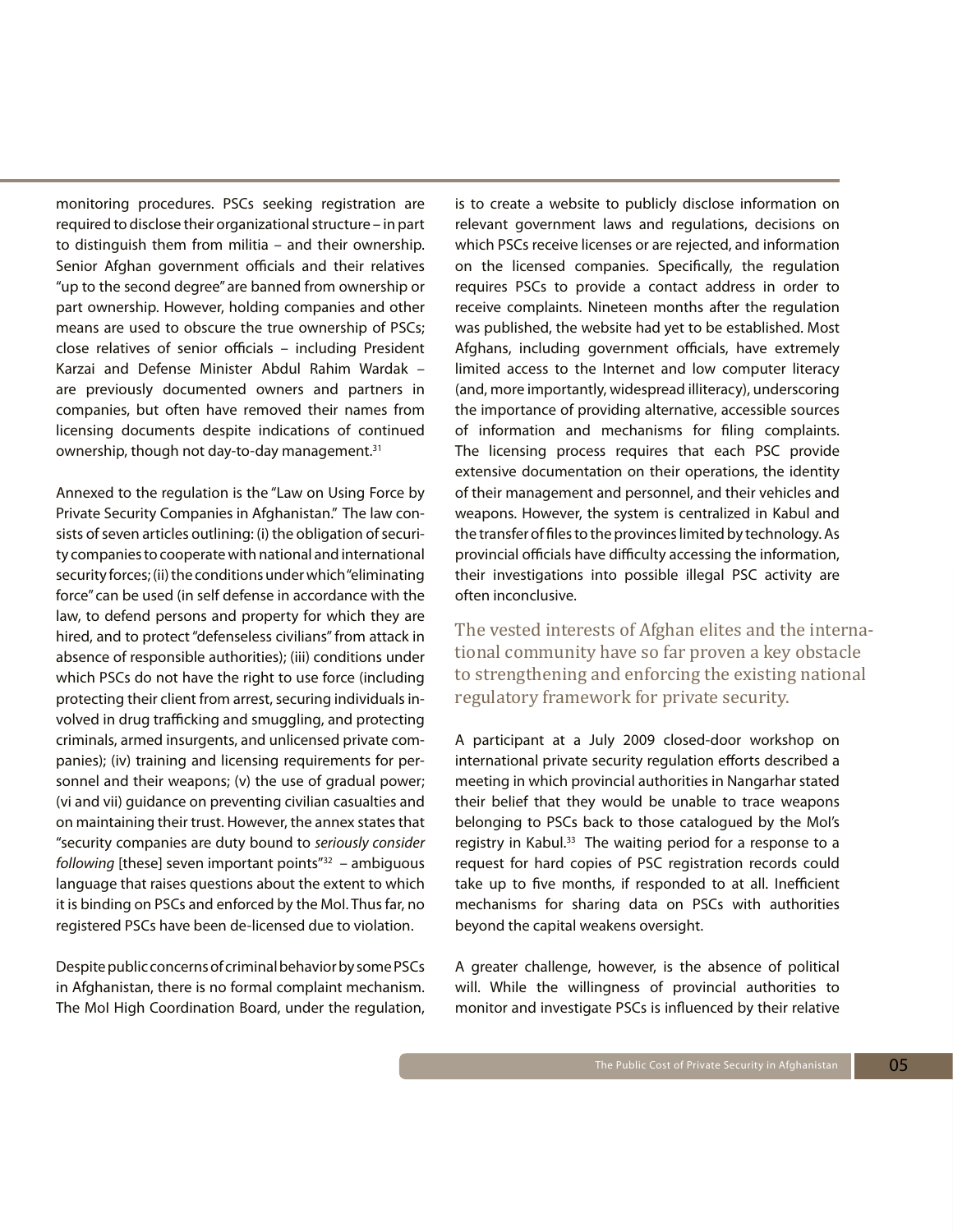monitoring procedures. PSCs seeking registration are required to disclose their organizational structure – in part to distinguish them from militia – and their ownership. Senior Afghan government officials and their relatives "up to the second degree" are banned from ownership or part ownership. However, holding companies and other means are used to obscure the true ownership of PSCs; close relatives of senior officials – including President Karzai and Defense Minister Abdul Rahim Wardak – are previously documented owners and partners in companies, but often have removed their names from licensing documents despite indications of continued ownership, though not day-to-day management.[31]

Annexed to the regulation is the "Law on Using Force by Private Security Companies in Afghanistan." The law consists of seven articles outlining: (i) the obligation of security companies to cooperate with national and international security forces; (ii) the conditions under which "eliminating force" can be used (in self defense in accordance with the law, to defend persons and property for which they are hired, and to protect "defenseless civilians" from attack in absence of responsible authorities); (iii) conditions under which PSCs do not have the right to use force (including protecting their client from arrest, securing individuals involved in drug trafficking and smuggling, and protecting criminals, armed insurgents, and unlicensed private companies); (iv) training and licensing requirements for personnel and their weapons; (v) the use of gradual power; (vi and vii) guidance on preventing civilian casualties and on maintaining their trust. However, the annex states that "security companies are duty bound to *seriously consider following* [these] seven important points"[32] – ambiguous language that raises questions about the extent to which it is binding on PSCs and enforced by the MoI. Thus far, no registered PSCs have been de-licensed due to violation.

Despite public concerns of criminal behavior by some PSCs in Afghanistan, there is no formal complaint mechanism. The MoI High Coordination Board, under the regulation, is to create a website to publicly disclose information on relevant government laws and regulations, decisions on which PSCs receive licenses or are rejected, and information on the licensed companies. Specifically, the regulation requires PSCs to provide a contact address in order to receive complaints. Nineteen months after the regulation was published, the website had yet to be established. Most Afghans, including government officials, have extremely limited access to the Internet and low computer literacy (and, more importantly, widespread illiteracy), underscoring the importance of providing alternative, accessible sources of information and mechanisms for filing complaints. The licensing process requires that each PSC provide extensive documentation on their operations, the identity of their management and personnel, and their vehicles and weapons. However, the system is centralized in Kabul and the transfer of files to the provinces limited by technology. As provincial officials have difficulty accessing the information, their investigations into possible illegal PSC activity are often inconclusive.

> The vested interests of Afghan elites and the international community have so far proven a key obstacle to strengthening and enforcing the existing national regulatory framework for private security.

A participant at a July 2009 closed-door workshop on international private security regulation efforts described a meeting in which provincial authorities in Nangarhar stated their belief that they would be unable to trace weapons belonging to PSCs back to those catalogued by the MoI's registry in Kabul.[33] The waiting period for a response to a request for hard copies of PSC registration records could take up to five months, if responded to at all. Inefficient mechanisms for sharing data on PSCs with authorities beyond the capital weakens oversight.

A greater challenge, however, is the absence of political will. While the willingness of provincial authorities to monitor and investigate PSCs is influenced by their relative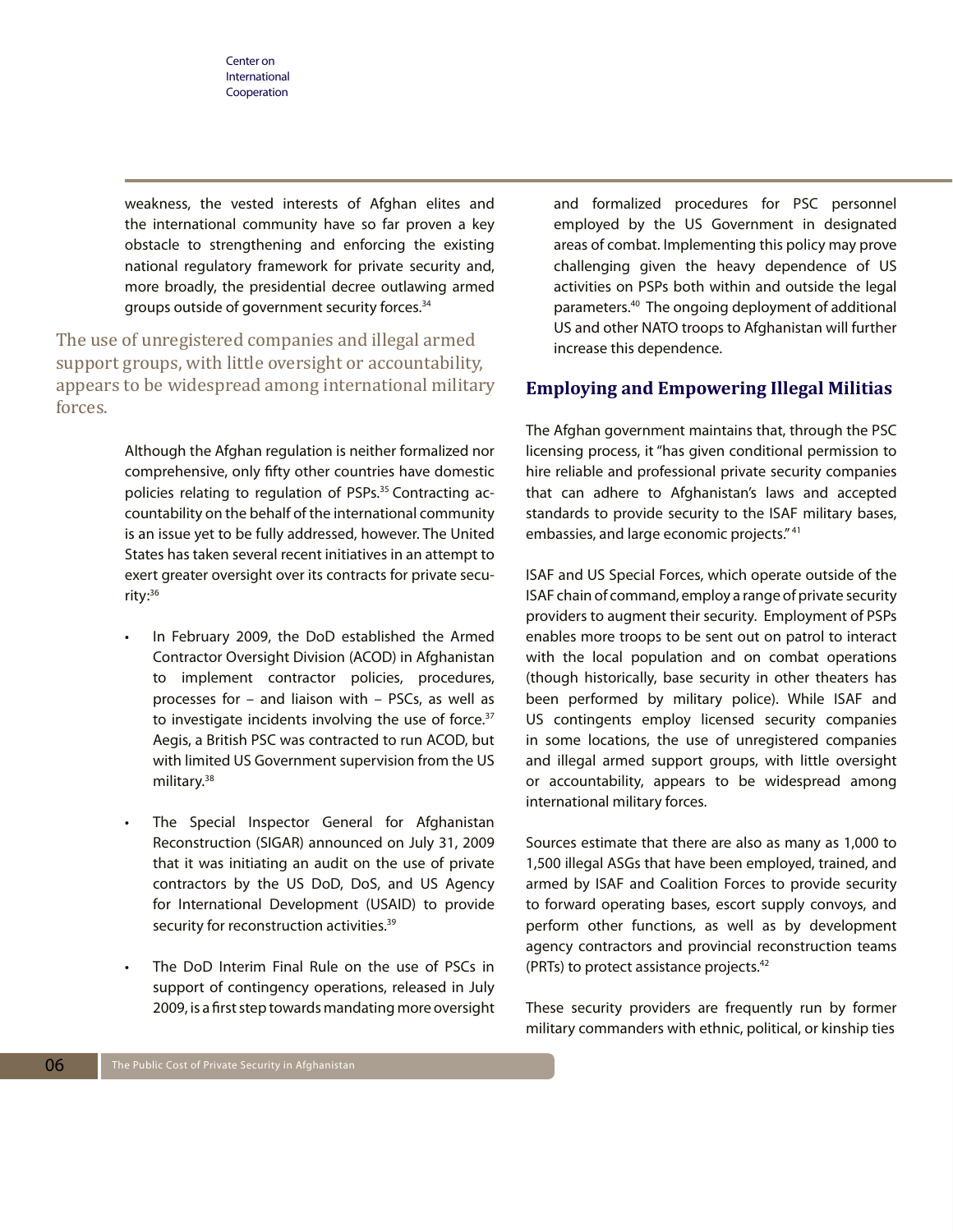weakness, the vested interests of Afghan elites and the international community have so far proven a key obstacle to strengthening and enforcing the existing national regulatory framework for private security and, more broadly, the presidential decree outlawing armed groups outside of government security forces.[34]

> The use of unregistered companies and illegal armed support groups, with little oversight or accountability, appears to be widespread among international military forces.

Although the Afghan regulation is neither formalized nor comprehensive, only fifty other countries have domestic policies relating to regulation of PSPs.[35] Contracting accountability on the behalf of the international community is an issue yet to be fully addressed, however. The United States has taken several recent initiatives in an attempt to exert greater oversight over its contracts for private security:[36]

- In February 2009, the DoD established the Armed Contractor Oversight Division (ACOD) in Afghanistan to implement contractor policies, procedures, processes for – and liaison with – PSCs, as well as to investigate incidents involving the use of force.[37] Aegis, a British PSC was contracted to run ACOD, but with limited US Government supervision from the US military.[38]

- The Special Inspector General for Afghanistan Reconstruction (SIGAR) announced on July 31, 2009 that it was initiating an audit on the use of private contractors by the US DoD, DoS, and US Agency for International Development (USAID) to provide security for reconstruction activities.[39]

- The DoD Interim Final Rule on the use of PSCs in support of contingency operations, released in July 2009, is a first step towards mandating more oversight and formalized procedures for PSC personnel employed by the US Government in designated areas of combat. Implementing this policy may prove challenging given the heavy dependence of US activities on PSPs both within and outside the legal parameters.[40] The ongoing deployment of additional US and other NATO troops to Afghanistan will further increase this dependence.

## Employing and Empowering Illegal Militias

The Afghan government maintains that, through the PSC licensing process, it "has given conditional permission to hire reliable and professional private security companies that can adhere to Afghanistan's laws and accepted standards to provide security to the ISAF military bases, embassies, and large economic projects."[41]

ISAF and US Special Forces, which operate outside of the ISAF chain of command, employ a range of private security providers to augment their security. Employment of PSPs enables more troops to be sent out on patrol to interact with the local population and on combat operations (though historically, base security in other theaters has been performed by military police). While ISAF and US contingents employ licensed security companies in some locations, the use of unregistered companies and illegal armed support groups, with little oversight or accountability, appears to be widespread among international military forces.

Sources estimate that there are also as many as 1,000 to 1,500 illegal ASGs that have been employed, trained, and armed by ISAF and Coalition Forces to provide security to forward operating bases, escort supply convoys, and perform other functions, as well as by development agency contractors and provincial reconstruction teams (PRTs) to protect assistance projects.[42]

These security providers are frequently run by former military commanders with ethnic, political, or kinship ties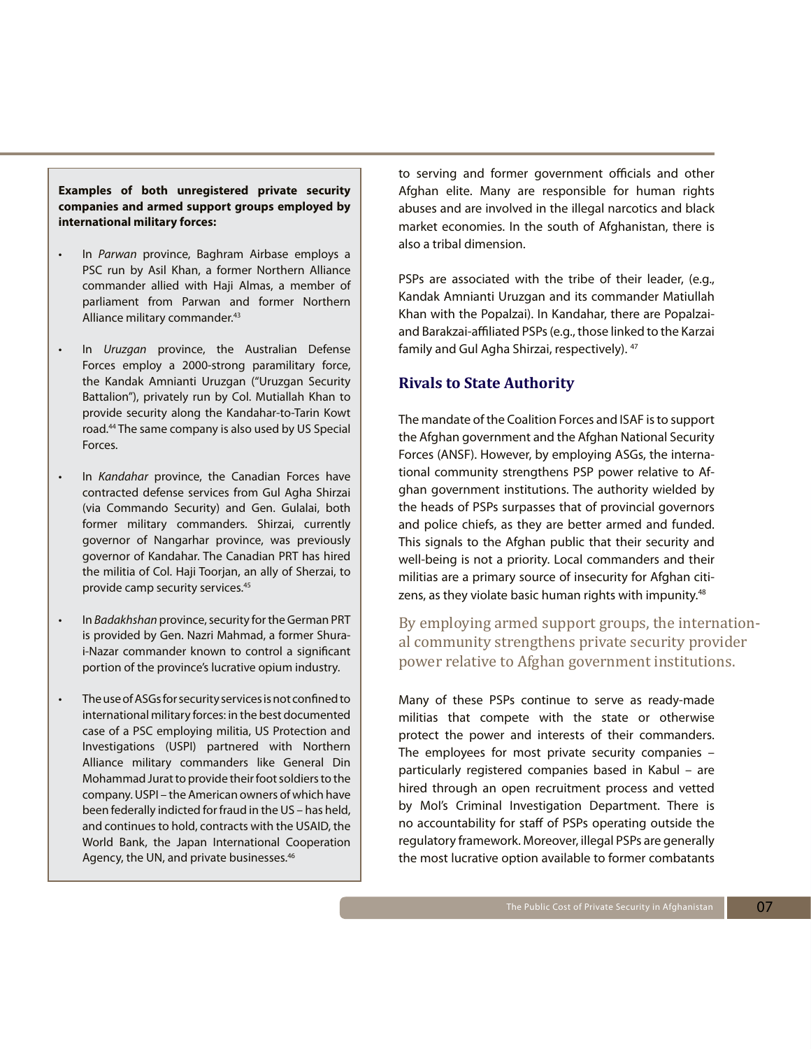**Examples of both unregistered private security companies and armed support groups employed by international military forces:**

- In *Parwan* province, Baghram Airbase employs a PSC run by Asil Khan, a former Northern Alliance commander allied with Haji Almas, a member of parliament from Parwan and former Northern Alliance military commander.[43]

- In *Uruzgan* province, the Australian Defense Forces employ a 2000-strong paramilitary force, the Kandak Amnianti Uruzgan ("Uruzgan Security Battalion"), privately run by Col. Mutiallah Khan to provide security along the Kandahar-to-Tarin Kowt road.[44] The same company is also used by US Special Forces.

- In *Kandahar* province, the Canadian Forces have contracted defense services from Gul Agha Shirzai (via Commando Security) and Gen. Gulalai, both former military commanders. Shirzai, currently governor of Nangarhar province, was previously governor of Kandahar. The Canadian PRT has hired the militia of Col. Haji Toorjan, an ally of Sherzai, to provide camp security services.[45]

- In *Badakhshan* province, security for the German PRT is provided by Gen. Nazri Mahmad, a former Shura-i-Nazar commander known to control a significant portion of the province's lucrative opium industry.

- The use of ASGs for security services is not confined to international military forces: in the best documented case of a PSC employing militia, US Protection and Investigations (USPI) partnered with Northern Alliance military commanders like General Din Mohammad Jurat to provide their foot soldiers to the company. USPI – the American owners of which have been federally indicted for fraud in the US – has held, and continues to hold, contracts with the USAID, the World Bank, the Japan International Cooperation Agency, the UN, and private businesses.[46]

to serving and former government officials and other Afghan elite. Many are responsible for human rights abuses and are involved in the illegal narcotics and black market economies. In the south of Afghanistan, there is also a tribal dimension.

PSPs are associated with the tribe of their leader, (e.g., Kandak Amnianti Uruzgan and its commander Matiullah Khan with the Popalzai). In Kandahar, there are Popalzai- and Barakzai-affiliated PSPs (e.g., those linked to the Karzai family and Gul Agha Shirzai, respectively).[47]

## Rivals to State Authority

The mandate of the Coalition Forces and ISAF is to support the Afghan government and the Afghan National Security Forces (ANSF). However, by employing ASGs, the international community strengthens PSP power relative to Afghan government institutions. The authority wielded by the heads of PSPs surpasses that of provincial governors and police chiefs, as they are better armed and funded. This signals to the Afghan public that their security and well-being is not a priority. Local commanders and their militias are a primary source of insecurity for Afghan citizens, as they violate basic human rights with impunity.[48]

> By employing armed support groups, the international community strengthens private security provider power relative to Afghan government institutions.

Many of these PSPs continue to serve as ready-made militias that compete with the state or otherwise protect the power and interests of their commanders. The employees for most private security companies – particularly registered companies based in Kabul – are hired through an open recruitment process and vetted by MoI's Criminal Investigation Department. There is no accountability for staff of PSPs operating outside the regulatory framework. Moreover, illegal PSPs are generally the most lucrative option available to former combatants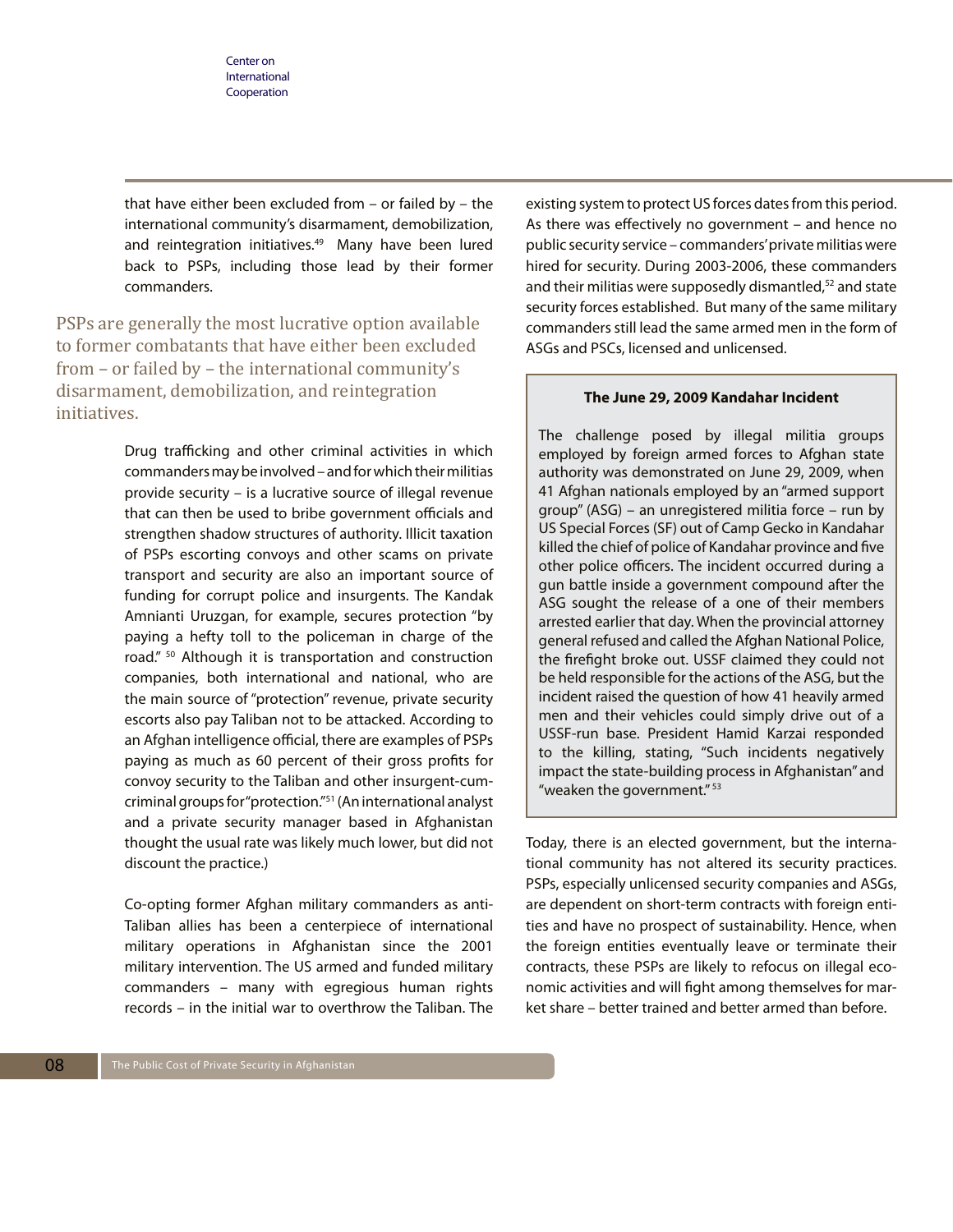that have either been excluded from – or failed by – the international community's disarmament, demobilization, and reintegration initiatives.[49] Many have been lured back to PSPs, including those lead by their former commanders.

> PSPs are generally the most lucrative option available to former combatants that have either been excluded from – or failed by – the international community's disarmament, demobilization, and reintegration initiatives.

Drug trafficking and other criminal activities in which commanders may be involved – and for which their militias provide security – is a lucrative source of illegal revenue that can then be used to bribe government officials and strengthen shadow structures of authority. Illicit taxation of PSPs escorting convoys and other scams on private transport and security are also an important source of funding for corrupt police and insurgents. The Kandak Amnianti Uruzgan, for example, secures protection "by paying a hefty toll to the policeman in charge of the road." [50] Although it is transportation and construction companies, both international and national, who are the main source of "protection" revenue, private security escorts also pay Taliban not to be attacked. According to an Afghan intelligence official, there are examples of PSPs paying as much as 60 percent of their gross profits for convoy security to the Taliban and other insurgent-cum-criminal groups for "protection."[51] (An international analyst and a private security manager based in Afghanistan thought the usual rate was likely much lower, but did not discount the practice.)

Co-opting former Afghan military commanders as anti-Taliban allies has been a centerpiece of international military operations in Afghanistan since the 2001 military intervention. The US armed and funded military commanders – many with egregious human rights records – in the initial war to overthrow the Taliban. The existing system to protect US forces dates from this period. As there was effectively no government – and hence no public security service – commanders' private militias were hired for security. During 2003-2006, these commanders and their militias were supposedly dismantled,[52] and state security forces established. But many of the same military commanders still lead the same armed men in the form of ASGs and PSCs, licensed and unlicensed.

**The June 29, 2009 Kandahar Incident**

The challenge posed by illegal militia groups employed by foreign armed forces to Afghan state authority was demonstrated on June 29, 2009, when 41 Afghan nationals employed by an "armed support group" (ASG) – an unregistered militia force – run by US Special Forces (SF) out of Camp Gecko in Kandahar killed the chief of police of Kandahar province and five other police officers. The incident occurred during a gun battle inside a government compound after the ASG sought the release of a one of their members arrested earlier that day. When the provincial attorney general refused and called the Afghan National Police, the firefight broke out. USSF claimed they could not be held responsible for the actions of the ASG, but the incident raised the question of how 41 heavily armed men and their vehicles could simply drive out of a USSF-run base. President Hamid Karzai responded to the killing, stating, "Such incidents negatively impact the state-building process in Afghanistan" and "weaken the government." [53]

Today, there is an elected government, but the international community has not altered its security practices. PSPs, especially unlicensed security companies and ASGs, are dependent on short-term contracts with foreign entities and have no prospect of sustainability. Hence, when the foreign entities eventually leave or terminate their contracts, these PSPs are likely to refocus on illegal economic activities and will fight among themselves for market share – better trained and better armed than before.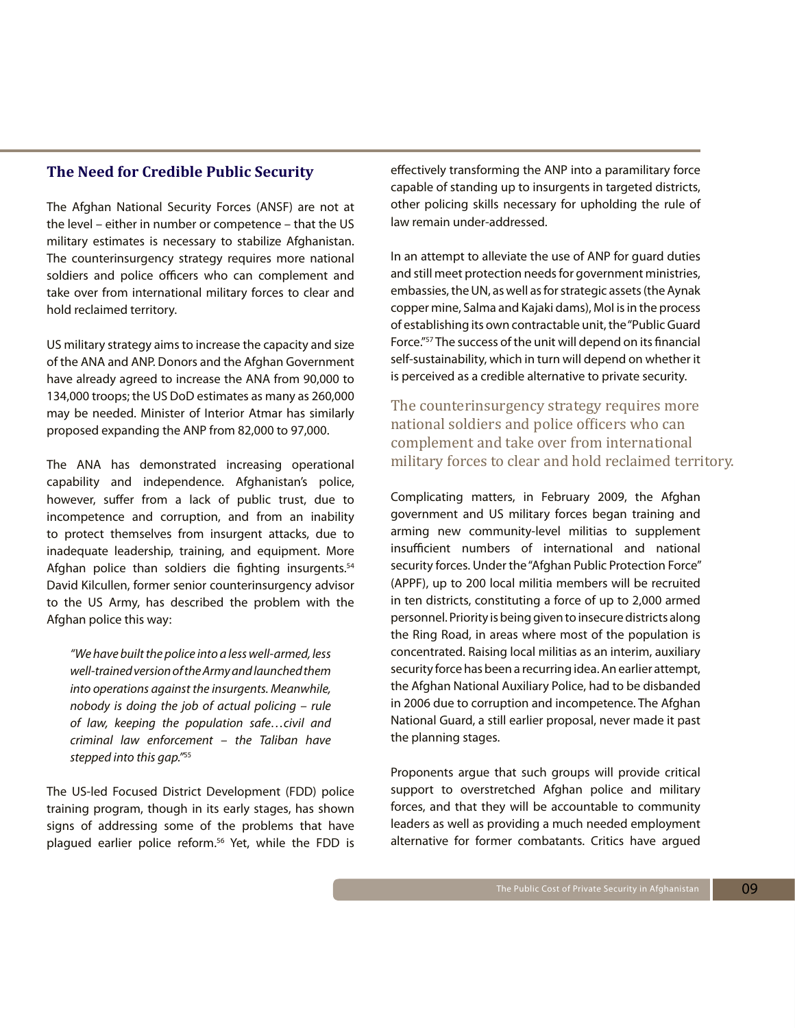## The Need for Credible Public Security

The Afghan National Security Forces (ANSF) are not at the level – either in number or competence – that the US military estimates is necessary to stabilize Afghanistan. The counterinsurgency strategy requires more national soldiers and police officers who can complement and take over from international military forces to clear and hold reclaimed territory.

US military strategy aims to increase the capacity and size of the ANA and ANP. Donors and the Afghan Government have already agreed to increase the ANA from 90,000 to 134,000 troops; the US DoD estimates as many as 260,000 may be needed. Minister of Interior Atmar has similarly proposed expanding the ANP from 82,000 to 97,000.

The ANA has demonstrated increasing operational capability and independence. Afghanistan's police, however, suffer from a lack of public trust, due to incompetence and corruption, and from an inability to protect themselves from insurgent attacks, due to inadequate leadership, training, and equipment. More Afghan police than soldiers die fighting insurgents.[54] David Kilcullen, former senior counterinsurgency advisor to the US Army, has described the problem with the Afghan police this way:

> *"We have built the police into a less well-armed, less well-trained version of the Army and launched them into operations against the insurgents. Meanwhile, nobody is doing the job of actual policing – rule of law, keeping the population safe…civil and criminal law enforcement – the Taliban have stepped into this gap."*[55]

The US-led Focused District Development (FDD) police training program, though in its early stages, has shown signs of addressing some of the problems that have plagued earlier police reform.[56] Yet, while the FDD is effectively transforming the ANP into a paramilitary force capable of standing up to insurgents in targeted districts, other policing skills necessary for upholding the rule of law remain under-addressed.

In an attempt to alleviate the use of ANP for guard duties and still meet protection needs for government ministries, embassies, the UN, as well as for strategic assets (the Aynak copper mine, Salma and Kajaki dams), MoI is in the process of establishing its own contractable unit, the "Public Guard Force."[57] The success of the unit will depend on its financial self-sustainability, which in turn will depend on whether it is perceived as a credible alternative to private security.

> The counterinsurgency strategy requires more national soldiers and police officers who can complement and take over from international military forces to clear and hold reclaimed territory.

Complicating matters, in February 2009, the Afghan government and US military forces began training and arming new community-level militias to supplement insufficient numbers of international and national security forces. Under the "Afghan Public Protection Force" (APPF), up to 200 local militia members will be recruited in ten districts, constituting a force of up to 2,000 armed personnel. Priority is being given to insecure districts along the Ring Road, in areas where most of the population is concentrated. Raising local militias as an interim, auxiliary security force has been a recurring idea. An earlier attempt, the Afghan National Auxiliary Police, had to be disbanded in 2006 due to corruption and incompetence. The Afghan National Guard, a still earlier proposal, never made it past the planning stages.

Proponents argue that such groups will provide critical support to overstretched Afghan police and military forces, and that they will be accountable to community leaders as well as providing a much needed employment alternative for former combatants. Critics have argued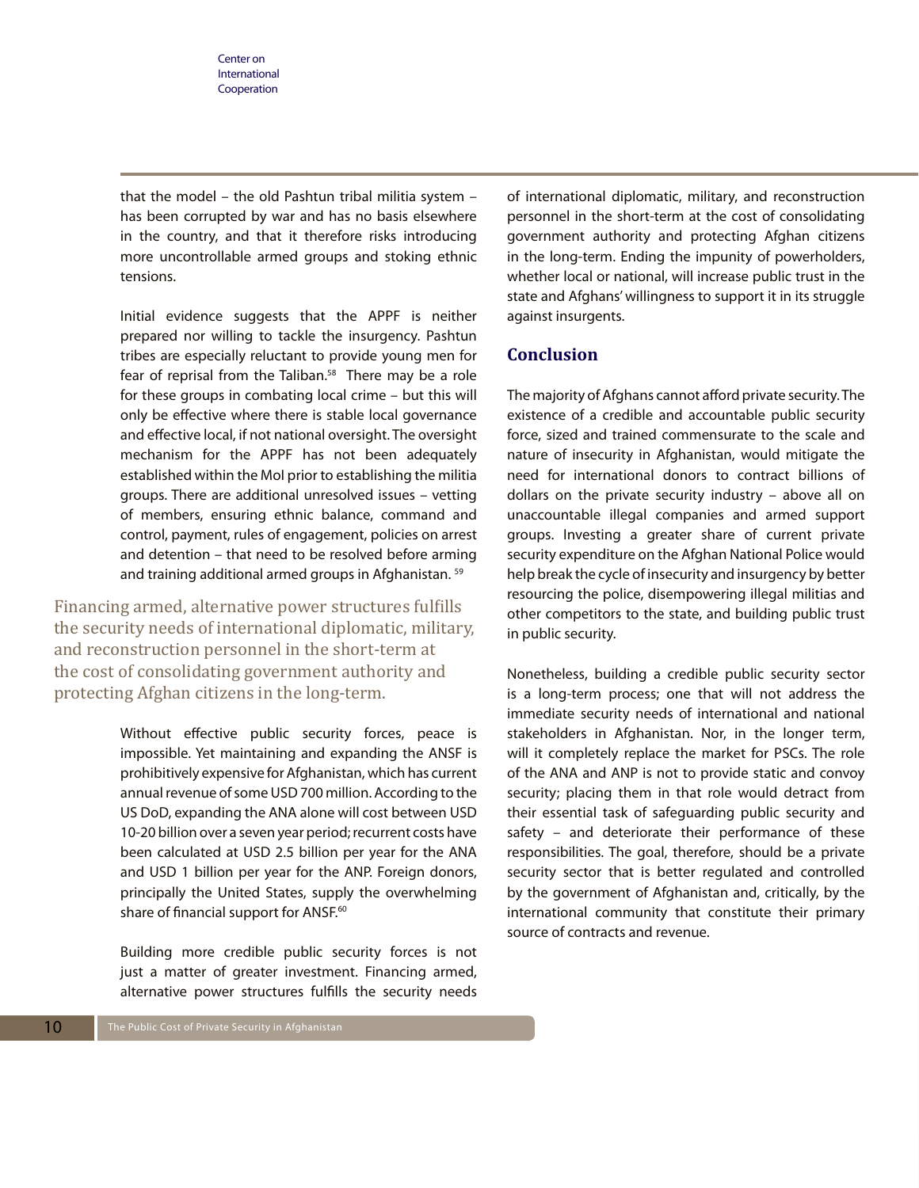that the model – the old Pashtun tribal militia system – has been corrupted by war and has no basis elsewhere in the country, and that it therefore risks introducing more uncontrollable armed groups and stoking ethnic tensions.

Initial evidence suggests that the APPF is neither prepared nor willing to tackle the insurgency. Pashtun tribes are especially reluctant to provide young men for fear of reprisal from the Taliban.[58] There may be a role for these groups in combating local crime – but this will only be effective where there is stable local governance and effective local, if not national oversight. The oversight mechanism for the APPF has not been adequately established within the MoI prior to establishing the militia groups. There are additional unresolved issues – vetting of members, ensuring ethnic balance, command and control, payment, rules of engagement, policies on arrest and detention – that need to be resolved before arming and training additional armed groups in Afghanistan.[59]

> Financing armed, alternative power structures fulfills the security needs of international diplomatic, military, and reconstruction personnel in the short-term at the cost of consolidating government authority and protecting Afghan citizens in the long-term.

Without effective public security forces, peace is impossible. Yet maintaining and expanding the ANSF is prohibitively expensive for Afghanistan, which has current annual revenue of some USD 700 million. According to the US DoD, expanding the ANA alone will cost between USD 10-20 billion over a seven year period; recurrent costs have been calculated at USD 2.5 billion per year for the ANA and USD 1 billion per year for the ANP. Foreign donors, principally the United States, supply the overwhelming share of financial support for ANSF.[60]

Building more credible public security forces is not just a matter of greater investment. Financing armed, alternative power structures fulfills the security needs of international diplomatic, military, and reconstruction personnel in the short-term at the cost of consolidating government authority and protecting Afghan citizens in the long-term. Ending the impunity of powerholders, whether local or national, will increase public trust in the state and Afghans' willingness to support it in its struggle against insurgents.

## Conclusion

The majority of Afghans cannot afford private security. The existence of a credible and accountable public security force, sized and trained commensurate to the scale and nature of insecurity in Afghanistan, would mitigate the need for international donors to contract billions of dollars on the private security industry – above all on unaccountable illegal companies and armed support groups. Investing a greater share of current private security expenditure on the Afghan National Police would help break the cycle of insecurity and insurgency by better resourcing the police, disempowering illegal militias and other competitors to the state, and building public trust in public security.

Nonetheless, building a credible public security sector is a long-term process; one that will not address the immediate security needs of international and national stakeholders in Afghanistan. Nor, in the longer term, will it completely replace the market for PSCs. The role of the ANA and ANP is not to provide static and convoy security; placing them in that role would detract from their essential task of safeguarding public security and safety – and deteriorate their performance of these responsibilities. The goal, therefore, should be a private security sector that is better regulated and controlled by the government of Afghanistan and, critically, by the international community that constitute their primary source of contracts and revenue.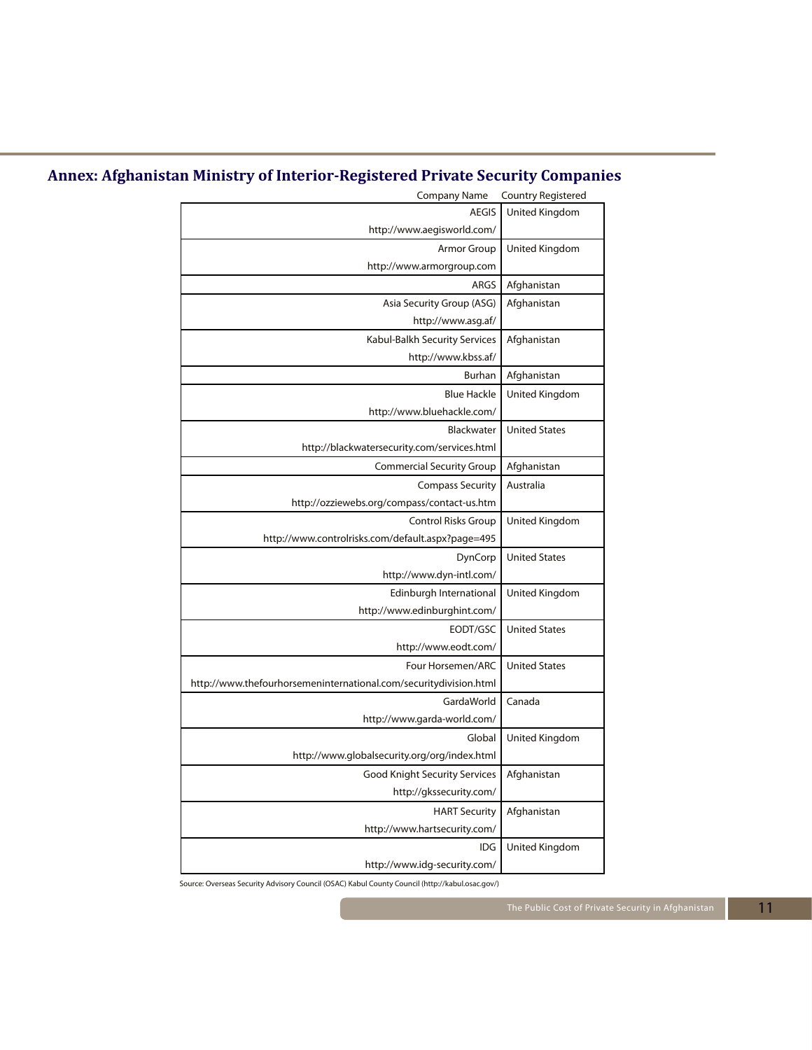## Annex: Afghanistan Ministry of Interior-Registered Private Security Companies

| Company Name | Country Registered |
|---|---|
| AEGIS<br>http://www.aegisworld.com/ | United Kingdom |
| Armor Group<br>http://www.armorgroup.com | United Kingdom |
| ARGS | Afghanistan |
| Asia Security Group (ASG)<br>http://www.asg.af/ | Afghanistan |
| Kabul-Balkh Security Services<br>http://www.kbss.af/ | Afghanistan |
| Burhan | Afghanistan |
| Blue Hackle<br>http://www.bluehackle.com/ | United Kingdom |
| Blackwater<br>http://blackwatersecurity.com/services.html | United States |
| Commercial Security Group | Afghanistan |
| Compass Security<br>http://ozziewebs.org/compass/contact-us.htm | Australia |
| Control Risks Group<br>http://www.controlrisks.com/default.aspx?page=495 | United Kingdom |
| DynCorp<br>http://www.dyn-intl.com/ | United States |
| Edinburgh International<br>http://www.edinburghint.com/ | United Kingdom |
| EODT/GSC<br>http://www.eodt.com/ | United States |
| Four Horsemen/ARC<br>http://www.thefourhorsemeninternational.com/securitydivision.html | United States |
| GardaWorld<br>http://www.garda-world.com/ | Canada |
| Global<br>http://www.globalsecurity.org/org/index.html | United Kingdom |
| Good Knight Security Services<br>http://gkssecurity.com/ | Afghanistan |
| HART Security<br>http://www.hartsecurity.com/ | Afghanistan |
| IDG<br>http://www.idg-security.com/ | United Kingdom |

Source: Overseas Security Advisory Council (OSAC) Kabul County Council (http://kabul.osac.gov/)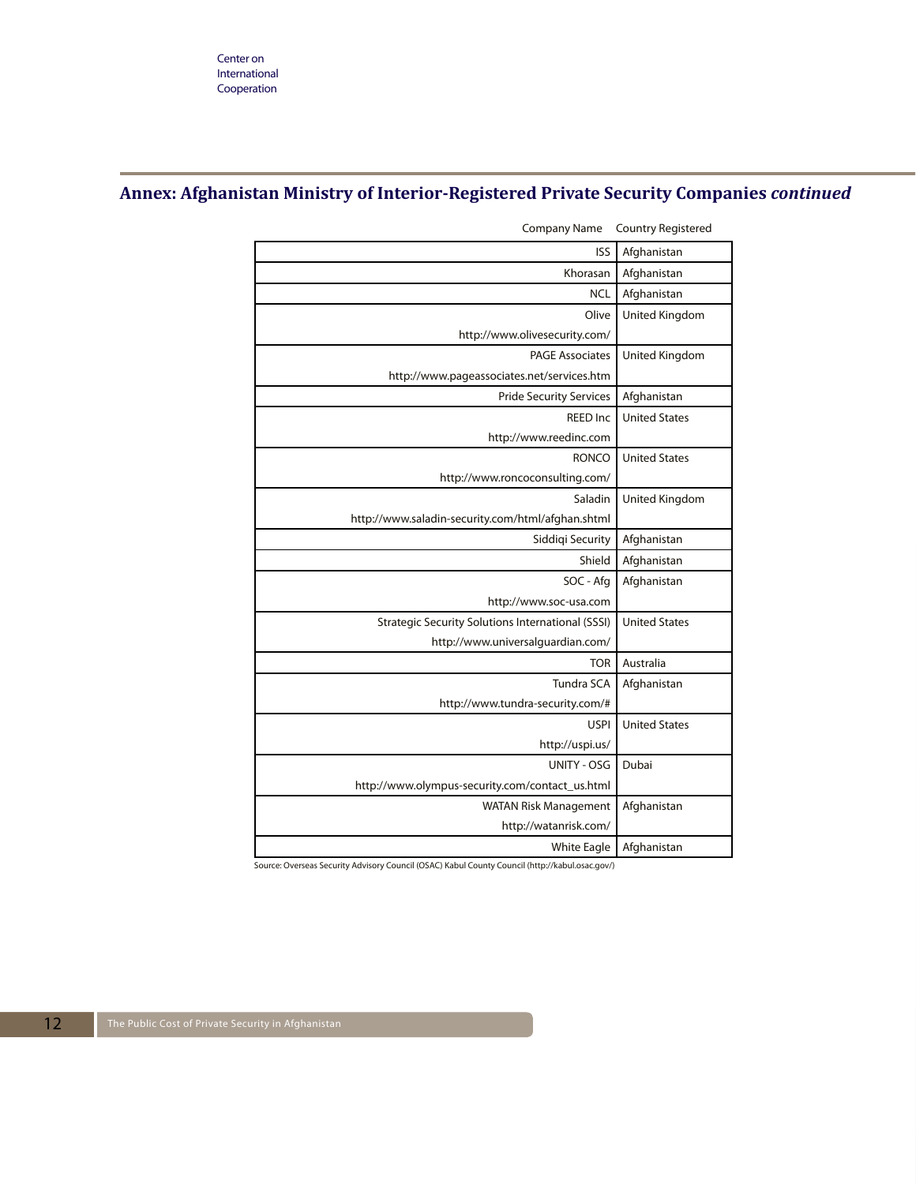## Annex: Afghanistan Ministry of Interior-Registered Private Security Companies *continued*

| Company Name | Country Registered |
|---|---|
| ISS | Afghanistan |
| Khorasan | Afghanistan |
| NCL | Afghanistan |
| Olive<br>http://www.olivesecurity.com/ | United Kingdom |
| PAGE Associates<br>http://www.pageassociates.net/services.htm | United Kingdom |
| Pride Security Services | Afghanistan |
| REED Inc<br>http://www.reedinc.com | United States |
| RONCO<br>http://www.roncoconsulting.com/ | United States |
| Saladin<br>http://www.saladin-security.com/html/afghan.shtml | United Kingdom |
| Siddiqi Security | Afghanistan |
| Shield | Afghanistan |
| SOC - Afg<br>http://www.soc-usa.com | Afghanistan |
| Strategic Security Solutions International (SSSI)<br>http://www.universalguardian.com/ | United States |
| TOR | Australia |
| Tundra SCA<br>http://www.tundra-security.com/# | Afghanistan |
| USPI<br>http://uspi.us/ | United States |
| UNITY - OSG<br>http://www.olympus-security.com/contact_us.html | Dubai |
| WATAN Risk Management<br>http://watanrisk.com/ | Afghanistan |
| White Eagle | Afghanistan |

Source: Overseas Security Advisory Council (OSAC) Kabul County Council (http://kabul.osac.gov/)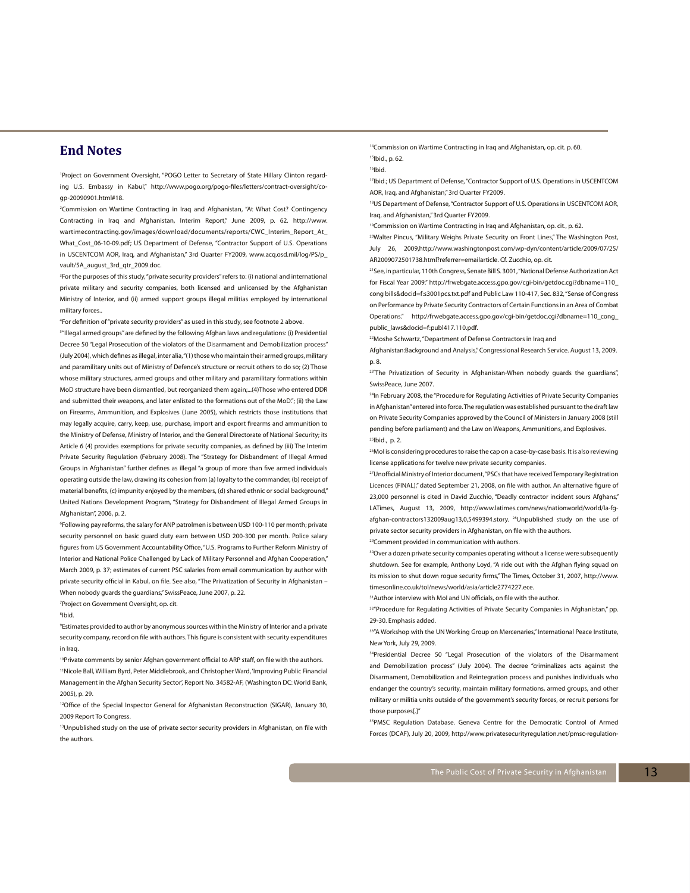## End Notes

[1]Project on Government Oversight, "POGO Letter to Secretary of State Hillary Clinton regarding U.S. Embassy in Kabul," http://www.pogo.org/pogo-files/letters/contract-oversight/co-gp-20090901.html#18.

[2]Commission on Wartime Contracting in Iraq and Afghanistan, "At What Cost? Contingency Contracting in Iraq and Afghanistan, Interim Report," June 2009, p. 62. http://www.wartimecontracting.gov/images/download/documents/reports/CWC_Interim_Report_At_What_Cost_06-10-09.pdf; US Department of Defense, "Contractor Support of U.S. Operations in USCENTCOM AOR, Iraq, and Afghanistan," 3rd Quarter FY2009, www.acq.osd.mil/log/PS/p_vault/5A_august_3rd_qtr_2009.doc.

[3]For the purposes of this study, "private security providers" refers to: (i) national and international private military and security companies, both licensed and unlicensed by the Afghanistan Ministry of Interior, and (ii) armed support groups illegal militias employed by international military forces..

[4]For definition of "private security providers" as used in this study, see footnote 2 above.

[5]"Illegal armed groups" are defined by the following Afghan laws and regulations: (i) Presidential Decree 50 "Legal Prosecution of the violators of the Disarmament and Demobilization process" (July 2004), which defines as illegal, inter alia, "(1) those who maintain their armed groups, military and paramilitary units out of Ministry of Defence's structure or recruit others to do so; (2) Those whose military structures, armed groups and other military and paramilitary formations within MoD structure have been dismantled, but reorganized them again;...(4)Those who entered DDR and submitted their weapons, and later enlisted to the formations out of the MoD."; (ii) the Law on Firearms, Ammunition, and Explosives (June 2005), which restricts those institutions that may legally acquire, carry, keep, use, purchase, import and export firearms and ammunition to the Ministry of Defense, Ministry of Interior, and the General Directorate of National Security; its Article 6 (4) provides exemptions for private security companies, as defined by (iii) The Interim Private Security Regulation (February 2008). The "Strategy for Disbandment of Illegal Armed Groups in Afghanistan" further defines as illegal "a group of more than five armed individuals operating outside the law, drawing its cohesion from (a) loyalty to the commander, (b) receipt of material benefits, (c) impunity enjoyed by the members, (d) shared ethnic or social background," United Nations Development Program, "Strategy for Disbandment of Illegal Armed Groups in Afghanistan", 2006, p. 2.

[6]Following pay reforms, the salary for ANP patrolmen is between USD 100-110 per month; private security personnel on basic guard duty earn between USD 200-300 per month. Police salary figures from US Government Accountability Office, "U.S. Programs to Further Reform Ministry of Interior and National Police Challenged by Lack of Military Personnel and Afghan Cooperation," March 2009, p. 37; estimates of current PSC salaries from email communication by author with private security official in Kabul, on file. See also, "The Privatization of Security in Afghanistan – When nobody guards the guardians," SwissPeace, June 2007, p. 22.

[7]Project on Government Oversight, op. cit.

[8]Ibid.

[9]Estimates provided to author by anonymous sources within the Ministry of Interior and a private security company, record on file with authors. This figure is consistent with security expenditures in Iraq.

[10]Private comments by senior Afghan government official to ARP staff, on file with the authors.

[11]Nicole Ball, William Byrd, Peter Middlebrook, and Christopher Ward, 'Improving Public Financial Management in the Afghan Security Sector', Report No. 34582-AF, (Washington DC: World Bank, 2005), p. 29.

[12]Office of the Special Inspector General for Afghanistan Reconstruction (SIGAR), January 30, 2009 Report To Congress.

[13]Unpublished study on the use of private sector security providers in Afghanistan, on file with the authors.

[14]Commission on Wartime Contracting in Iraq and Afghanistan, op. cit. p. 60.

[15]Ibid., p. 62.

[16]Ibid.

[17]Ibid.; US Department of Defense, "Contractor Support of U.S. Operations in USCENTCOM AOR, Iraq, and Afghanistan," 3rd Quarter FY2009.

[18]US Department of Defense, "Contractor Support of U.S. Operations in USCENTCOM AOR, Iraq, and Afghanistan," 3rd Quarter FY2009.

[19]Commission on Wartime Contracting in Iraq and Afghanistan, op. cit., p. 62.

[20]Walter Pincus, "Military Weighs Private Security on Front Lines," The Washington Post, July 26, 2009,http://www.washingtonpost.com/wp-dyn/content/article/2009/07/25/AR2009072501738.html?referrer=emailarticle. Cf. Zucchio, op. cit.

[21]See, in particular, 110th Congress, Senate Bill S. 3001, "National Defense Authorization Act for Fiscal Year 2009." http://frwebgate.access.gpo.gov/cgi-bin/getdoc.cgi?dbname=110_cong bills&docid=f:s3001pcs.txt.pdf and Public Law 110-417, Sec. 832, "Sense of Congress on Performance by Private Security Contractors of Certain Functions in an Area of Combat Operations." http://frwebgate.access.gpo.gov/cgi-bin/getdoc.cgi?dbname=110_cong_public_laws&docid=f:publ417.110.pdf.

[22]Moshe Schwartz, "Department of Defense Contractors in Iraq and Afghanistan:Background and Analysis," Congressional Research Service. August 13, 2009. p. 8.

[23]"The Privatization of Security in Afghanistan-When nobody guards the guardians", SwissPeace, June 2007.

[24]In February 2008, the "Procedure for Regulating Activities of Private Security Companies in Afghanistan" entered into force. The regulation was established pursuant to the draft law on Private Security Companies approved by the Council of Ministers in January 2008 (still pending before parliament) and the Law on Weapons, Ammunitions, and Explosives.

[25]Ibid., p. 2.

[26]MoI is considering procedures to raise the cap on a case-by-case basis. It is also reviewing license applications for twelve new private security companies.

[27]Unofficial Ministry of Interior document, "PSCs that have received Temporary Registration Licences (FINAL)," dated September 21, 2008, on file with author. An alternative figure of 23,000 personnel is cited in David Zucchio, "Deadly contractor incident sours Afghans," LATimes, August 13, 2009, http://www.latimes.com/news/nationworld/world/la-fg-afghan-contractors132009aug13,0,5499394.story. [28]Unpublished study on the use of private sector security providers in Afghanistan, on file with the authors.

[29]Comment provided in communication with authors.

[30]Over a dozen private security companies operating without a license were subsequently shutdown. See for example, Anthony Loyd, "A ride out with the Afghan flying squad on its mission to shut down rogue security firms," The Times, October 31, 2007, http://www.timesonline.co.uk/tol/news/world/asia/article2774227.ece.

[31]Author interview with MoI and UN officials, on file with the author.

[32]"Procedure for Regulating Activities of Private Security Companies in Afghanistan," pp. 29-30. Emphasis added.

[33]"A Workshop with the UN Working Group on Mercenaries," International Peace Institute, New York, July 29, 2009.

[34]Presidential Decree 50 "Legal Prosecution of the violators of the Disarmament and Demobilization process" (July 2004). The decree "criminalizes acts against the Disarmament, Demobilization and Reintegration process and punishes individuals who endanger the country's security, maintain military formations, armed groups, and other military or militia units outside of the government's security forces, or recruit persons for those purposes[.]"

[35]PMSC Regulation Database. Geneva Centre for the Democratic Control of Armed Forces (DCAF), July 20, 2009, http://www.privatesecurityregulation.net/pmsc-regulation-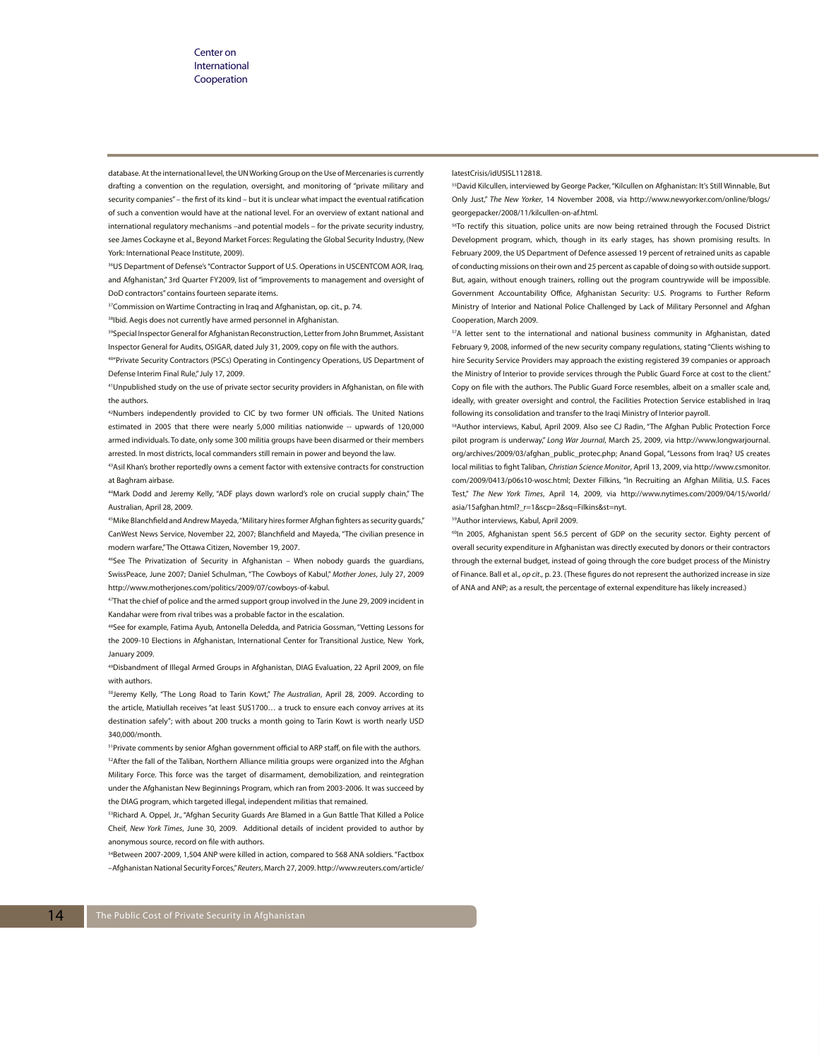database. At the international level, the UN Working Group on the Use of Mercenaries is currently drafting a convention on the regulation, oversight, and monitoring of "private military and security companies" – the first of its kind – but it is unclear what impact the eventual ratification of such a convention would have at the national level. For an overview of extant national and international regulatory mechanisms –and potential models – for the private security industry, see James Cockayne et al., Beyond Market Forces: Regulating the Global Security Industry, (New York: International Peace Institute, 2009).

[36]US Department of Defense's "Contractor Support of U.S. Operations in USCENTCOM AOR, Iraq, and Afghanistan," 3rd Quarter FY2009, list of "improvements to management and oversight of DoD contractors" contains fourteen separate items.

[37]Commission on Wartime Contracting in Iraq and Afghanistan, op. cit., p. 74.

[38]Ibid. Aegis does not currently have armed personnel in Afghanistan.

[39]Special Inspector General for Afghanistan Reconstruction, Letter from John Brummet, Assistant Inspector General for Audits, OSIGAR, dated July 31, 2009, copy on file with the authors.

[40]"Private Security Contractors (PSCs) Operating in Contingency Operations, US Department of Defense Interim Final Rule," July 17, 2009.

[41]Unpublished study on the use of private sector security providers in Afghanistan, on file with the authors.

[42]Numbers independently provided to CIC by two former UN officials. The United Nations estimated in 2005 that there were nearly 5,000 militias nationwide -- upwards of 120,000 armed individuals. To date, only some 300 militia groups have been disarmed or their members arrested. In most districts, local commanders still remain in power and beyond the law.

[43]Asil Khan's brother reportedly owns a cement factor with extensive contracts for construction at Baghram airbase.

[44]Mark Dodd and Jeremy Kelly, "ADF plays down warlord's role on crucial supply chain," The Australian, April 28, 2009.

[45]Mike Blanchfield and Andrew Mayeda, "Military hires former Afghan fighters as security guards," CanWest News Service, November 22, 2007; Blanchfield and Mayeda, "The civilian presence in modern warfare," The Ottawa Citizen, November 19, 2007.

[46]See The Privatization of Security in Afghanistan – When nobody guards the guardians, SwissPeace, June 2007; Daniel Schulman, "The Cowboys of Kabul," *Mother Jones*, July 27, 2009 http://www.motherjones.com/politics/2009/07/cowboys-of-kabul.

[47]That the chief of police and the armed support group involved in the June 29, 2009 incident in Kandahar were from rival tribes was a probable factor in the escalation.

[48]See for example, Fatima Ayub, Antonella Deledda, and Patricia Gossman, "Vetting Lessons for the 2009-10 Elections in Afghanistan, International Center for Transitional Justice, New York, January 2009.

[49]Disbandment of Illegal Armed Groups in Afghanistan, DIAG Evaluation, 22 April 2009, on file with authors.

[50]Jeremy Kelly, "The Long Road to Tarin Kowt," *The Australian*, April 28, 2009. According to the article, Matiullah receives "at least $US1700… a truck to ensure each convoy arrives at its destination safely"; with about 200 trucks a month going to Tarin Kowt is worth nearly USD 340,000/month.

[51]Private comments by senior Afghan government official to ARP staff, on file with the authors.

[52]After the fall of the Taliban, Northern Alliance militia groups were organized into the Afghan Military Force. This force was the target of disarmament, demobilization, and reintegration under the Afghanistan New Beginnings Program, which ran from 2003-2006. It was succeed by the DIAG program, which targeted illegal, independent militias that remained.

[53]Richard A. Oppel, Jr., "Afghan Security Guards Are Blamed in a Gun Battle That Killed a Police Cheif, *New York Times*, June 30, 2009. Additional details of incident provided to author by anonymous source, record on file with authors.

[54]Between 2007-2009, 1,504 ANP were killed in action, compared to 568 ANA soldiers. "Factbox –Afghanistan National Security Forces," *Reuters*, March 27, 2009. http://www.reuters.com/article/latestCrisis/idUSISL112818.

[55]David Kilcullen, interviewed by George Packer, "Kilcullen on Afghanistan: It's Still Winnable, But Only Just," *The New Yorker*, 14 November 2008, via http://www.newyorker.com/online/blogs/georgepacker/2008/11/kilcullen-on-af.html.

[56]To rectify this situation, police units are now being retrained through the Focused District Development program, which, though in its early stages, has shown promising results. In February 2009, the US Department of Defence assessed 19 percent of retrained units as capable of conducting missions on their own and 25 percent as capable of doing so with outside support. But, again, without enough trainers, rolling out the program countrywide will be impossible. Government Accountability Office, Afghanistan Security: U.S. Programs to Further Reform Ministry of Interior and National Police Challenged by Lack of Military Personnel and Afghan Cooperation, March 2009.

[57]A letter sent to the international and national business community in Afghanistan, dated February 9, 2008, informed of the new security company regulations, stating "Clients wishing to hire Security Service Providers may approach the existing registered 39 companies or approach the Ministry of Interior to provide services through the Public Guard Force at cost to the client." Copy on file with the authors. The Public Guard Force resembles, albeit on a smaller scale and, ideally, with greater oversight and control, the Facilities Protection Service established in Iraq following its consolidation and transfer to the Iraqi Ministry of Interior payroll.

[58]Author interviews, Kabul, April 2009. Also see CJ Radin, "The Afghan Public Protection Force pilot program is underway," *Long War Journal*, March 25, 2009, via http://www.longwarjournal.org/archives/2009/03/afghan_public_protec.php; Anand Gopal, "Lessons from Iraq? US creates local militias to fight Taliban, *Christian Science Monitor*, April 13, 2009, via http://www.csmonitor.com/2009/0413/p06s10-wosc.html; Dexter Filkins, "In Recruiting an Afghan Militia, U.S. Faces Test," *The New York Times*, April 14, 2009, via http://www.nytimes.com/2009/04/15/world/asia/15afghan.html?_r=1&scp=2&sq=Filkins&st=nyt.

[59]Author interviews, Kabul, April 2009.

[60]In 2005, Afghanistan spent 56.5 percent of GDP on the security sector. Eighty percent of overall security expenditure in Afghanistan was directly executed by donors or their contractors through the external budget, instead of going through the core budget process of the Ministry of Finance. Ball et al., *op cit*., p. 23. (These figures do not represent the authorized increase in size of ANA and ANP; as a result, the percentage of external expenditure has likely increased.)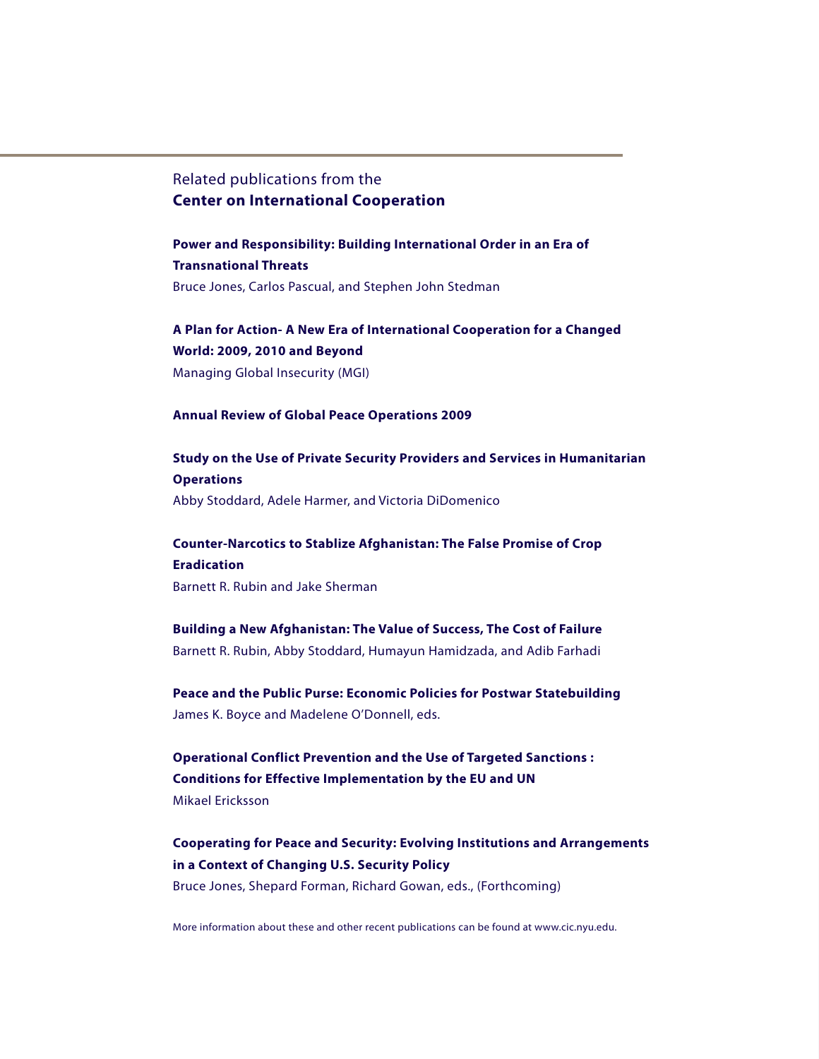## Related publications from the **Center on International Cooperation**

**Power and Responsibility: Building International Order in an Era of Transnational Threats**
Bruce Jones, Carlos Pascual, and Stephen John Stedman

**A Plan for Action- A New Era of International Cooperation for a Changed World: 2009, 2010 and Beyond**
Managing Global Insecurity (MGI)

**Annual Review of Global Peace Operations 2009**

**Study on the Use of Private Security Providers and Services in Humanitarian Operations**
Abby Stoddard, Adele Harmer, and Victoria DiDomenico

**Counter-Narcotics to Stablize Afghanistan: The False Promise of Crop Eradication**
Barnett R. Rubin and Jake Sherman

**Building a New Afghanistan: The Value of Success, The Cost of Failure**
Barnett R. Rubin, Abby Stoddard, Humayun Hamidzada, and Adib Farhadi

**Peace and the Public Purse: Economic Policies for Postwar Statebuilding**
James K. Boyce and Madelene O'Donnell, eds.

**Operational Conflict Prevention and the Use of Targeted Sanctions : Conditions for Effective Implementation by the EU and UN**
Mikael Ericksson

**Cooperating for Peace and Security: Evolving Institutions and Arrangements in a Context of Changing U.S. Security Policy**
Bruce Jones, Shepard Forman, Richard Gowan, eds., (Forthcoming)

More information about these and other recent publications can be found at www.cic.nyu.edu.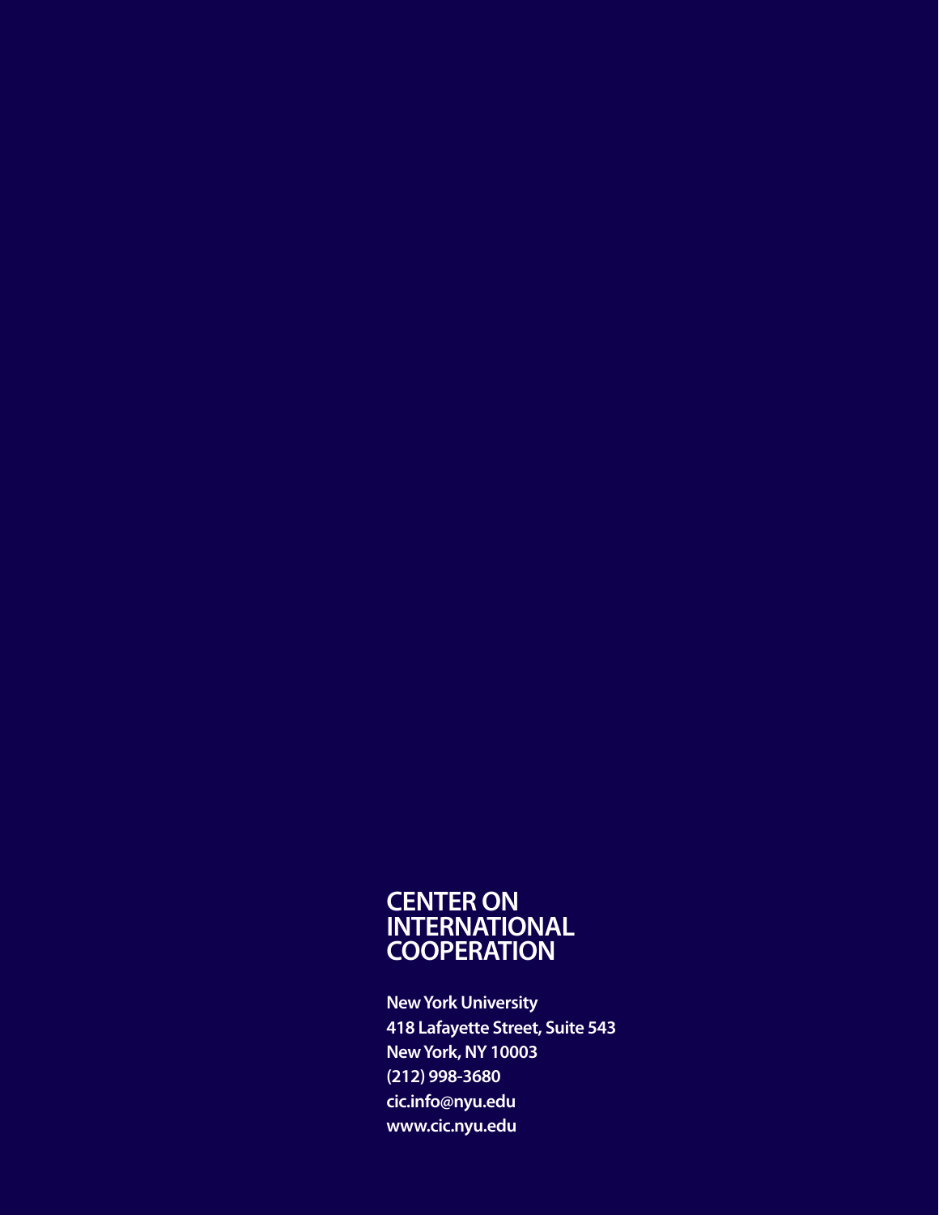**CENTER ON INTERNATIONAL COOPERATION**

New York University
418 Lafayette Street, Suite 543
New York, NY 10003
(212) 998-3680
cic.info@nyu.edu
www.cic.nyu.edu